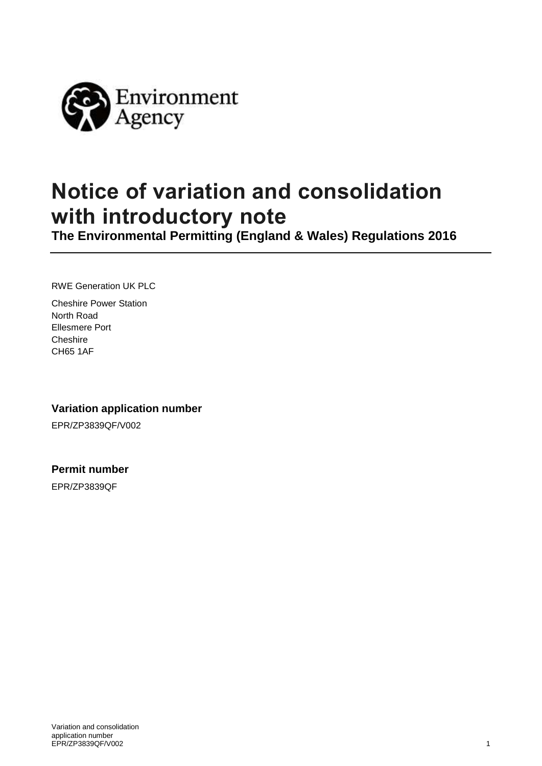Environment Agency

# Notice of variation and consolidation with introductory note

**The Environmental Permitting (England & Wales) Regulations 2016**

RWE Generation UK PLC

Cheshire Power Station
North Road
Ellesmere Port
Cheshire
CH65 1AF

### Variation application number

EPR/ZP3839QF/V002

### Permit number

EPR/ZP3839QF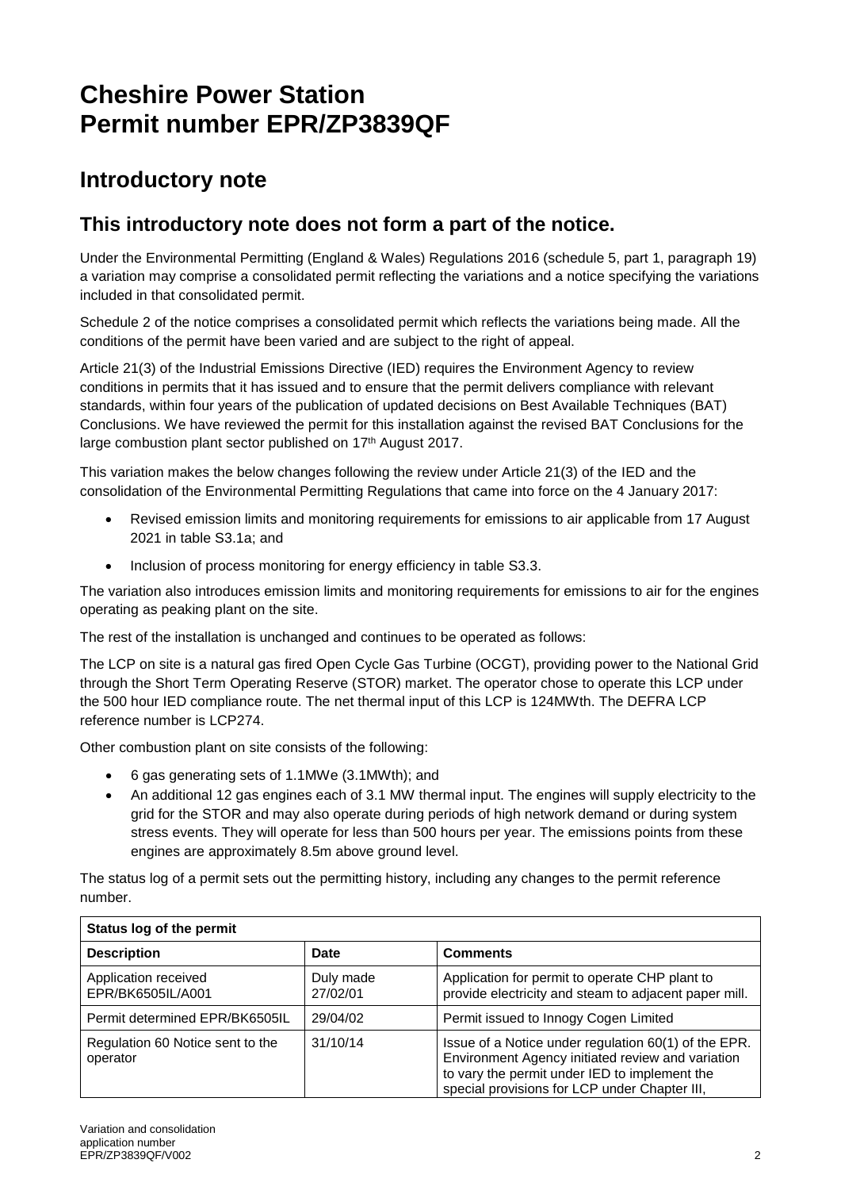# Cheshire Power Station
# Permit number EPR/ZP3839QF

## Introductory note

### This introductory note does not form a part of the notice.

Under the Environmental Permitting (England & Wales) Regulations 2016 (schedule 5, part 1, paragraph 19) a variation may comprise a consolidated permit reflecting the variations and a notice specifying the variations included in that consolidated permit.

Schedule 2 of the notice comprises a consolidated permit which reflects the variations being made. All the conditions of the permit have been varied and are subject to the right of appeal.

Article 21(3) of the Industrial Emissions Directive (IED) requires the Environment Agency to review conditions in permits that it has issued and to ensure that the permit delivers compliance with relevant standards, within four years of the publication of updated decisions on Best Available Techniques (BAT) Conclusions. We have reviewed the permit for this installation against the revised BAT Conclusions for the large combustion plant sector published on 17th August 2017.

This variation makes the below changes following the review under Article 21(3) of the IED and the consolidation of the Environmental Permitting Regulations that came into force on the 4 January 2017:

- Revised emission limits and monitoring requirements for emissions to air applicable from 17 August 2021 in table S3.1a; and
- Inclusion of process monitoring for energy efficiency in table S3.3.

The variation also introduces emission limits and monitoring requirements for emissions to air for the engines operating as peaking plant on the site.

The rest of the installation is unchanged and continues to be operated as follows:

The LCP on site is a natural gas fired Open Cycle Gas Turbine (OCGT), providing power to the National Grid through the Short Term Operating Reserve (STOR) market. The operator chose to operate this LCP under the 500 hour IED compliance route. The net thermal input of this LCP is 124MWth. The DEFRA LCP reference number is LCP274.

Other combustion plant on site consists of the following:

- 6 gas generating sets of 1.1MWe (3.1MWth); and
- An additional 12 gas engines each of 3.1 MW thermal input. The engines will supply electricity to the grid for the STOR and may also operate during periods of high network demand or during system stress events. They will operate for less than 500 hours per year. The emissions points from these engines are approximately 8.5m above ground level.

The status log of a permit sets out the permitting history, including any changes to the permit reference number.

| Status log of the permit | | |
|---|---|---|
| **Description** | **Date** | **Comments** |
| Application received EPR/BK6505IL/A001 | Duly made 27/02/01 | Application for permit to operate CHP plant to provide electricity and steam to adjacent paper mill. |
| Permit determined EPR/BK6505IL | 29/04/02 | Permit issued to Innogy Cogen Limited |
| Regulation 60 Notice sent to the operator | 31/10/14 | Issue of a Notice under regulation 60(1) of the EPR. Environment Agency initiated review and variation to vary the permit under IED to implement the special provisions for LCP under Chapter III, |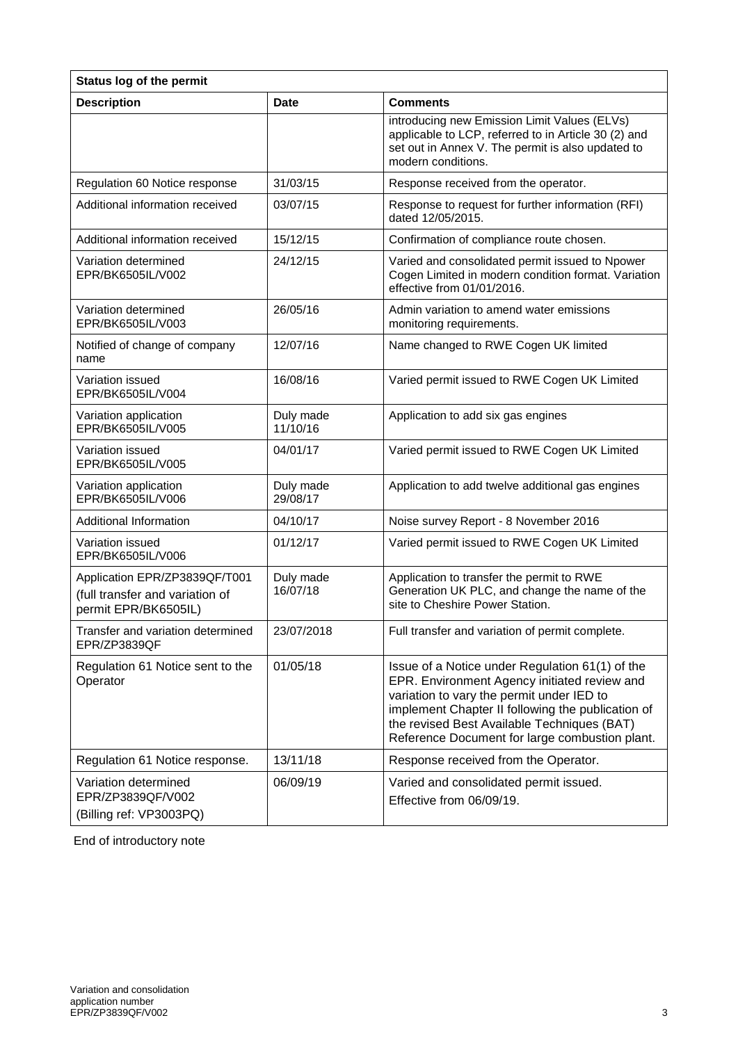| Status log of the permit | | |
|---|---|---|
| **Description** | **Date** | **Comments** |
| | | introducing new Emission Limit Values (ELVs) applicable to LCP, referred to in Article 30 (2) and set out in Annex V. The permit is also updated to modern conditions. |
| Regulation 60 Notice response | 31/03/15 | Response received from the operator. |
| Additional information received | 03/07/15 | Response to request for further information (RFI) dated 12/05/2015. |
| Additional information received | 15/12/15 | Confirmation of compliance route chosen. |
| Variation determined EPR/BK6505IL/V002 | 24/12/15 | Varied and consolidated permit issued to Npower Cogen Limited in modern condition format. Variation effective from 01/01/2016. |
| Variation determined EPR/BK6505IL/V003 | 26/05/16 | Admin variation to amend water emissions monitoring requirements. |
| Notified of change of company name | 12/07/16 | Name changed to RWE Cogen UK limited |
| Variation issued EPR/BK6505IL/V004 | 16/08/16 | Varied permit issued to RWE Cogen UK Limited |
| Variation application EPR/BK6505IL/V005 | Duly made 11/10/16 | Application to add six gas engines |
| Variation issued EPR/BK6505IL/V005 | 04/01/17 | Varied permit issued to RWE Cogen UK Limited |
| Variation application EPR/BK6505IL/V006 | Duly made 29/08/17 | Application to add twelve additional gas engines |
| Additional Information | 04/10/17 | Noise survey Report - 8 November 2016 |
| Variation issued EPR/BK6505IL/V006 | 01/12/17 | Varied permit issued to RWE Cogen UK Limited |
| Application EPR/ZP3839QF/T001 (full transfer and variation of permit EPR/BK6505IL) | Duly made 16/07/18 | Application to transfer the permit to RWE Generation UK PLC, and change the name of the site to Cheshire Power Station. |
| Transfer and variation determined EPR/ZP3839QF | 23/07/2018 | Full transfer and variation of permit complete. |
| Regulation 61 Notice sent to the Operator | 01/05/18 | Issue of a Notice under Regulation 61(1) of the EPR. Environment Agency initiated review and variation to vary the permit under IED to implement Chapter II following the publication of the revised Best Available Techniques (BAT) Reference Document for large combustion plant. |
| Regulation 61 Notice response. | 13/11/18 | Response received from the Operator. |
| Variation determined EPR/ZP3839QF/V002 (Billing ref: VP3003PQ) | 06/09/19 | Varied and consolidated permit issued. Effective from 06/09/19. |

End of introductory note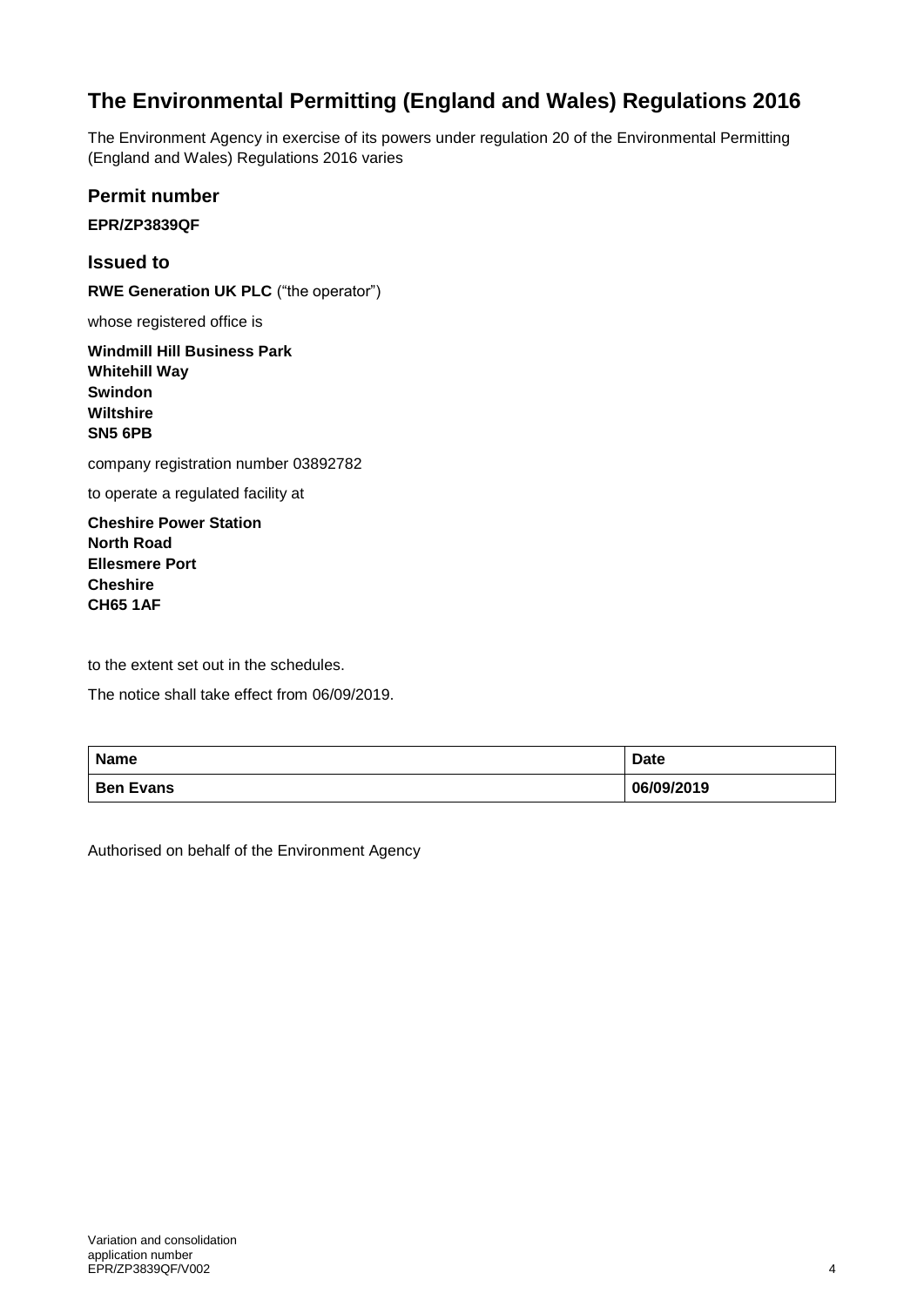# The Environmental Permitting (England and Wales) Regulations 2016

The Environment Agency in exercise of its powers under regulation 20 of the Environmental Permitting (England and Wales) Regulations 2016 varies

## Permit number

**EPR/ZP3839QF**

## Issued to

**RWE Generation UK PLC** ("the operator")

whose registered office is

**Windmill Hill Business Park**
**Whitehill Way**
**Swindon**
**Wiltshire**
**SN5 6PB**

company registration number 03892782

to operate a regulated facility at

**Cheshire Power Station**
**North Road**
**Ellesmere Port**
**Cheshire**
**CH65 1AF**

to the extent set out in the schedules.

The notice shall take effect from 06/09/2019.

| Name | Date |
| --- | --- |
| **Ben Evans** | **06/09/2019** |

Authorised on behalf of the Environment Agency

Variation and consolidation application number EPR/ZP3839QF/V002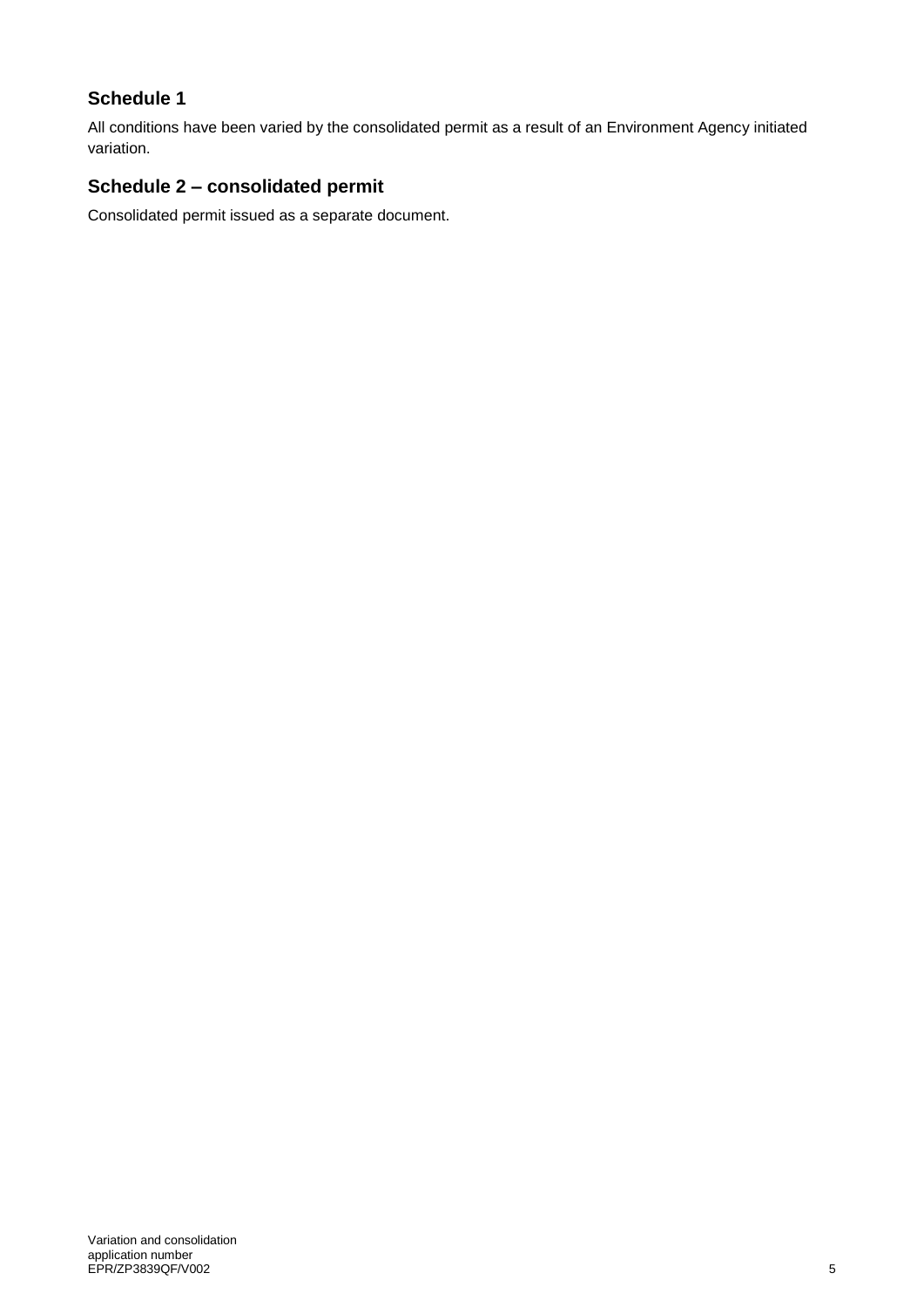## Schedule 1

All conditions have been varied by the consolidated permit as a result of an Environment Agency initiated variation.

## Schedule 2 – consolidated permit

Consolidated permit issued as a separate document.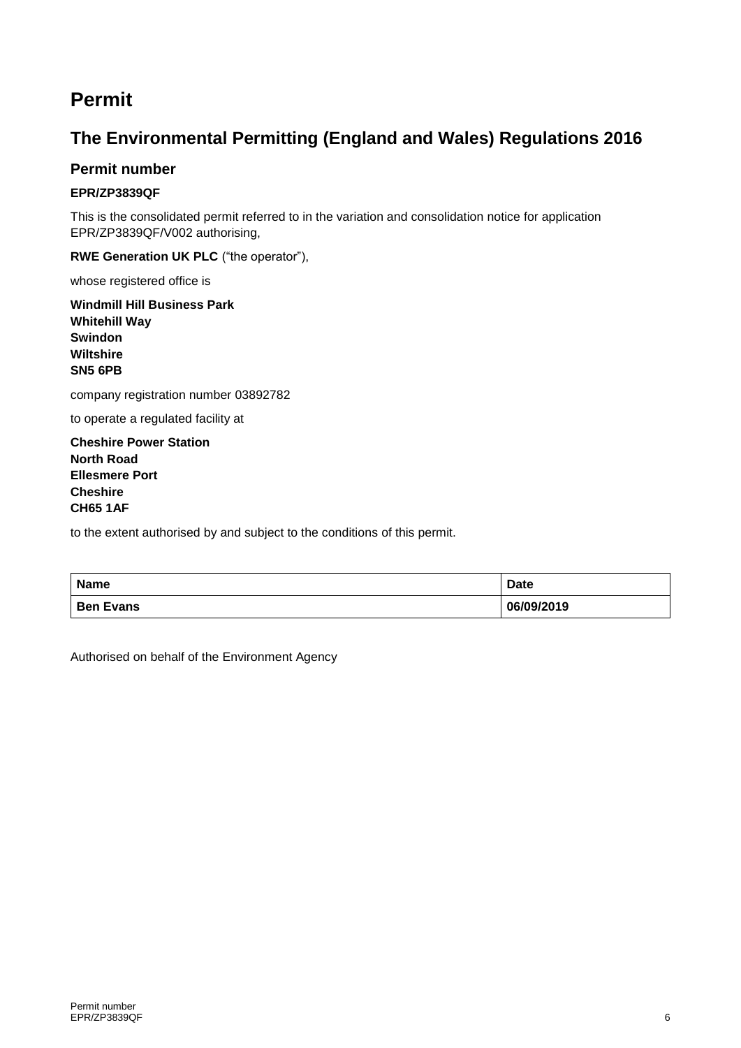# Permit

## The Environmental Permitting (England and Wales) Regulations 2016

### Permit number

**EPR/ZP3839QF**

This is the consolidated permit referred to in the variation and consolidation notice for application EPR/ZP3839QF/V002 authorising,

**RWE Generation UK PLC** ("the operator"),

whose registered office is

**Windmill Hill Business Park**
**Whitehill Way**
**Swindon**
**Wiltshire**
**SN5 6PB**

company registration number 03892782

to operate a regulated facility at

**Cheshire Power Station**
**North Road**
**Ellesmere Port**
**Cheshire**
**CH65 1AF**

to the extent authorised by and subject to the conditions of this permit.

| Name | Date |
| --- | --- |
| **Ben Evans** | **06/09/2019** |

Authorised on behalf of the Environment Agency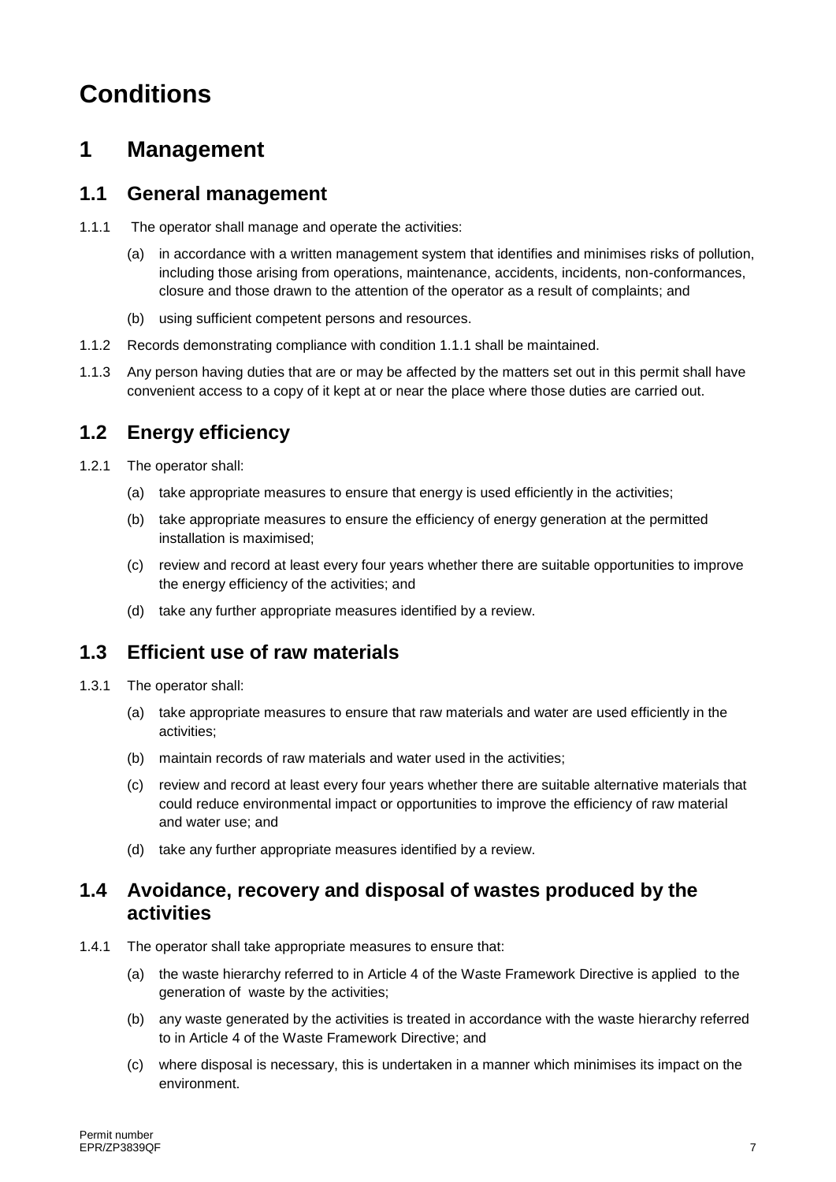# Conditions

## 1 Management

### 1.1 General management

1.1.1 The operator shall manage and operate the activities:

(a) in accordance with a written management system that identifies and minimises risks of pollution, including those arising from operations, maintenance, accidents, incidents, non-conformances, closure and those drawn to the attention of the operator as a result of complaints; and

(b) using sufficient competent persons and resources.

1.1.2 Records demonstrating compliance with condition 1.1.1 shall be maintained.

1.1.3 Any person having duties that are or may be affected by the matters set out in this permit shall have convenient access to a copy of it kept at or near the place where those duties are carried out.

### 1.2 Energy efficiency

1.2.1 The operator shall:

(a) take appropriate measures to ensure that energy is used efficiently in the activities;

(b) take appropriate measures to ensure the efficiency of energy generation at the permitted installation is maximised;

(c) review and record at least every four years whether there are suitable opportunities to improve the energy efficiency of the activities; and

(d) take any further appropriate measures identified by a review.

### 1.3 Efficient use of raw materials

1.3.1 The operator shall:

(a) take appropriate measures to ensure that raw materials and water are used efficiently in the activities;

(b) maintain records of raw materials and water used in the activities;

(c) review and record at least every four years whether there are suitable alternative materials that could reduce environmental impact or opportunities to improve the efficiency of raw material and water use; and

(d) take any further appropriate measures identified by a review.

### 1.4 Avoidance, recovery and disposal of wastes produced by the activities

1.4.1 The operator shall take appropriate measures to ensure that:

(a) the waste hierarchy referred to in Article 4 of the Waste Framework Directive is applied to the generation of waste by the activities;

(b) any waste generated by the activities is treated in accordance with the waste hierarchy referred to in Article 4 of the Waste Framework Directive; and

(c) where disposal is necessary, this is undertaken in a manner which minimises its impact on the environment.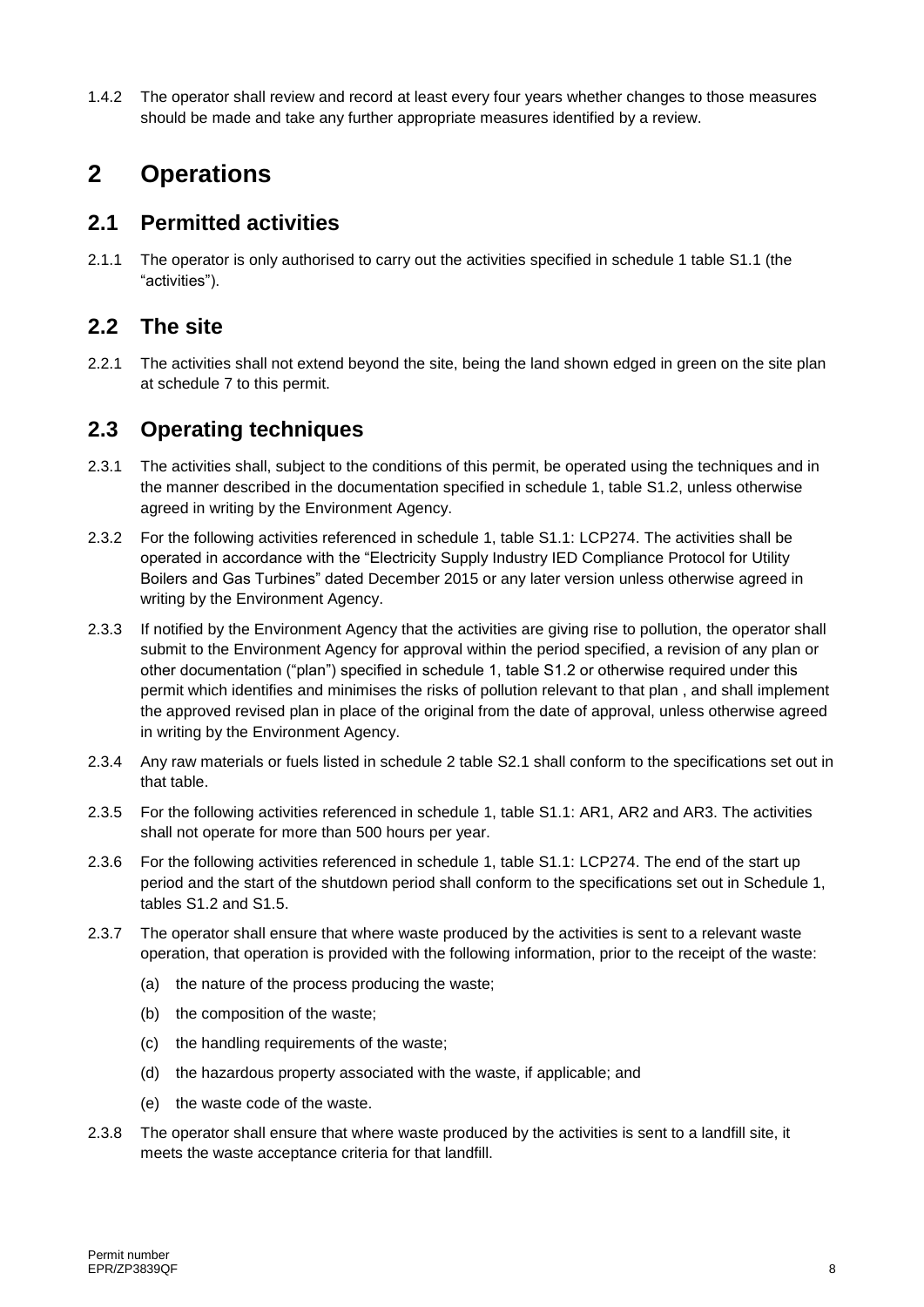1.4.2 The operator shall review and record at least every four years whether changes to those measures should be made and take any further appropriate measures identified by a review.

# 2 Operations

## 2.1 Permitted activities

2.1.1 The operator is only authorised to carry out the activities specified in schedule 1 table S1.1 (the "activities").

## 2.2 The site

2.2.1 The activities shall not extend beyond the site, being the land shown edged in green on the site plan at schedule 7 to this permit.

## 2.3 Operating techniques

2.3.1 The activities shall, subject to the conditions of this permit, be operated using the techniques and in the manner described in the documentation specified in schedule 1, table S1.2, unless otherwise agreed in writing by the Environment Agency.

2.3.2 For the following activities referenced in schedule 1, table S1.1: LCP274. The activities shall be operated in accordance with the "Electricity Supply Industry IED Compliance Protocol for Utility Boilers and Gas Turbines" dated December 2015 or any later version unless otherwise agreed in writing by the Environment Agency.

2.3.3 If notified by the Environment Agency that the activities are giving rise to pollution, the operator shall submit to the Environment Agency for approval within the period specified, a revision of any plan or other documentation ("plan") specified in schedule 1, table S1.2 or otherwise required under this permit which identifies and minimises the risks of pollution relevant to that plan , and shall implement the approved revised plan in place of the original from the date of approval, unless otherwise agreed in writing by the Environment Agency.

2.3.4 Any raw materials or fuels listed in schedule 2 table S2.1 shall conform to the specifications set out in that table.

2.3.5 For the following activities referenced in schedule 1, table S1.1: AR1, AR2 and AR3. The activities shall not operate for more than 500 hours per year.

2.3.6 For the following activities referenced in schedule 1, table S1.1: LCP274. The end of the start up period and the start of the shutdown period shall conform to the specifications set out in Schedule 1, tables S1.2 and S1.5.

2.3.7 The operator shall ensure that where waste produced by the activities is sent to a relevant waste operation, that operation is provided with the following information, prior to the receipt of the waste:

(a) the nature of the process producing the waste;

(b) the composition of the waste;

(c) the handling requirements of the waste;

(d) the hazardous property associated with the waste, if applicable; and

(e) the waste code of the waste.

2.3.8 The operator shall ensure that where waste produced by the activities is sent to a landfill site, it meets the waste acceptance criteria for that landfill.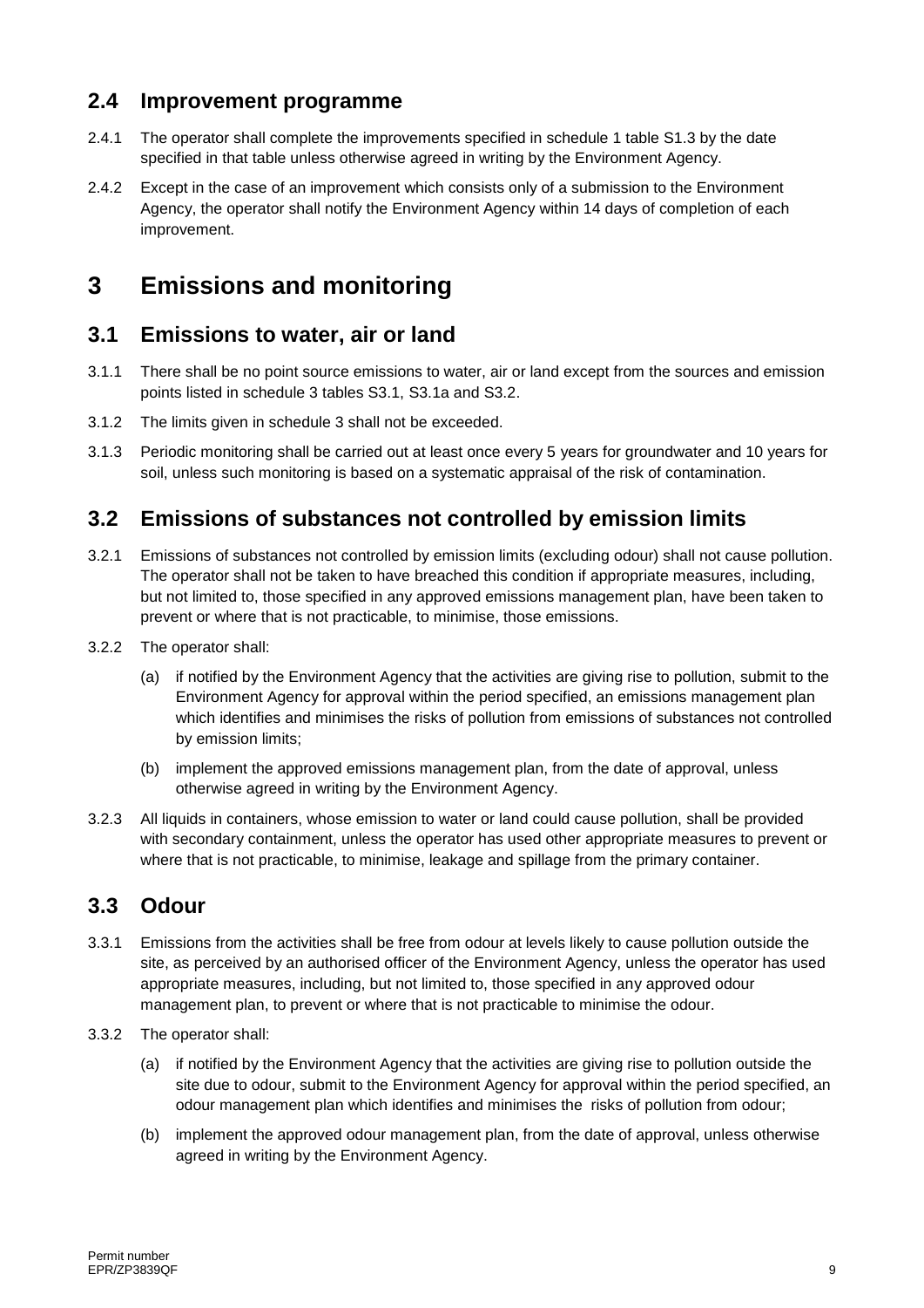## 2.4 Improvement programme

2.4.1 The operator shall complete the improvements specified in schedule 1 table S1.3 by the date specified in that table unless otherwise agreed in writing by the Environment Agency.

2.4.2 Except in the case of an improvement which consists only of a submission to the Environment Agency, the operator shall notify the Environment Agency within 14 days of completion of each improvement.

# 3 Emissions and monitoring

## 3.1 Emissions to water, air or land

3.1.1 There shall be no point source emissions to water, air or land except from the sources and emission points listed in schedule 3 tables S3.1, S3.1a and S3.2.

3.1.2 The limits given in schedule 3 shall not be exceeded.

3.1.3 Periodic monitoring shall be carried out at least once every 5 years for groundwater and 10 years for soil, unless such monitoring is based on a systematic appraisal of the risk of contamination.

## 3.2 Emissions of substances not controlled by emission limits

3.2.1 Emissions of substances not controlled by emission limits (excluding odour) shall not cause pollution. The operator shall not be taken to have breached this condition if appropriate measures, including, but not limited to, those specified in any approved emissions management plan, have been taken to prevent or where that is not practicable, to minimise, those emissions.

3.2.2 The operator shall:

(a) if notified by the Environment Agency that the activities are giving rise to pollution, submit to the Environment Agency for approval within the period specified, an emissions management plan which identifies and minimises the risks of pollution from emissions of substances not controlled by emission limits;

(b) implement the approved emissions management plan, from the date of approval, unless otherwise agreed in writing by the Environment Agency.

3.2.3 All liquids in containers, whose emission to water or land could cause pollution, shall be provided with secondary containment, unless the operator has used other appropriate measures to prevent or where that is not practicable, to minimise, leakage and spillage from the primary container.

## 3.3 Odour

3.3.1 Emissions from the activities shall be free from odour at levels likely to cause pollution outside the site, as perceived by an authorised officer of the Environment Agency, unless the operator has used appropriate measures, including, but not limited to, those specified in any approved odour management plan, to prevent or where that is not practicable to minimise the odour.

3.3.2 The operator shall:

(a) if notified by the Environment Agency that the activities are giving rise to pollution outside the site due to odour, submit to the Environment Agency for approval within the period specified, an odour management plan which identifies and minimises the risks of pollution from odour;

(b) implement the approved odour management plan, from the date of approval, unless otherwise agreed in writing by the Environment Agency.

Permit number
EPR/ZP3839QF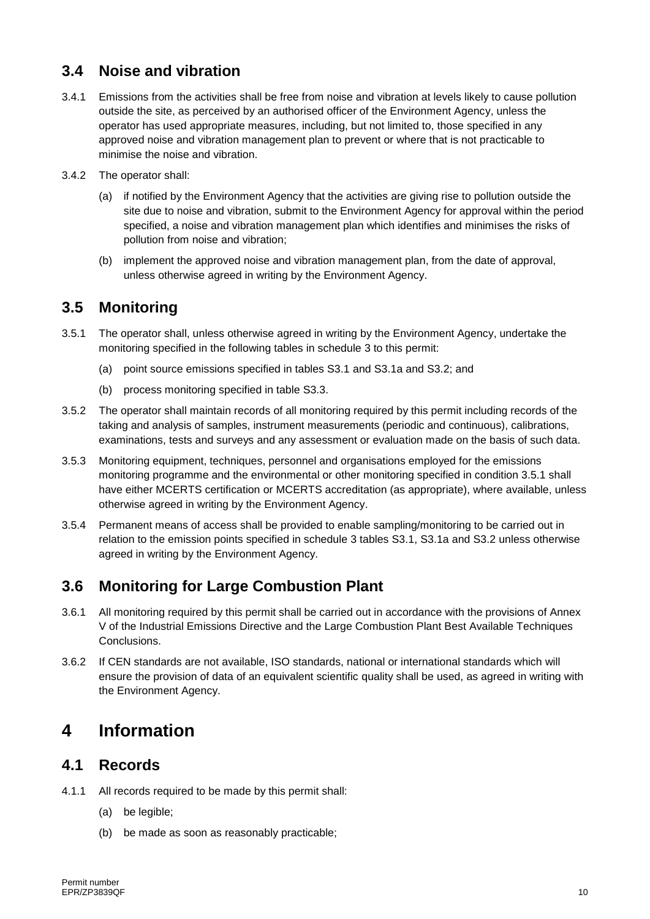## 3.4 Noise and vibration

3.4.1 Emissions from the activities shall be free from noise and vibration at levels likely to cause pollution outside the site, as perceived by an authorised officer of the Environment Agency, unless the operator has used appropriate measures, including, but not limited to, those specified in any approved noise and vibration management plan to prevent or where that is not practicable to minimise the noise and vibration.

3.4.2 The operator shall:

(a) if notified by the Environment Agency that the activities are giving rise to pollution outside the site due to noise and vibration, submit to the Environment Agency for approval within the period specified, a noise and vibration management plan which identifies and minimises the risks of pollution from noise and vibration;

(b) implement the approved noise and vibration management plan, from the date of approval, unless otherwise agreed in writing by the Environment Agency.

## 3.5 Monitoring

3.5.1 The operator shall, unless otherwise agreed in writing by the Environment Agency, undertake the monitoring specified in the following tables in schedule 3 to this permit:

(a) point source emissions specified in tables S3.1 and S3.1a and S3.2; and

(b) process monitoring specified in table S3.3.

3.5.2 The operator shall maintain records of all monitoring required by this permit including records of the taking and analysis of samples, instrument measurements (periodic and continuous), calibrations, examinations, tests and surveys and any assessment or evaluation made on the basis of such data.

3.5.3 Monitoring equipment, techniques, personnel and organisations employed for the emissions monitoring programme and the environmental or other monitoring specified in condition 3.5.1 shall have either MCERTS certification or MCERTS accreditation (as appropriate), where available, unless otherwise agreed in writing by the Environment Agency.

3.5.4 Permanent means of access shall be provided to enable sampling/monitoring to be carried out in relation to the emission points specified in schedule 3 tables S3.1, S3.1a and S3.2 unless otherwise agreed in writing by the Environment Agency.

## 3.6 Monitoring for Large Combustion Plant

3.6.1 All monitoring required by this permit shall be carried out in accordance with the provisions of Annex V of the Industrial Emissions Directive and the Large Combustion Plant Best Available Techniques Conclusions.

3.6.2 If CEN standards are not available, ISO standards, national or international standards which will ensure the provision of data of an equivalent scientific quality shall be used, as agreed in writing with the Environment Agency.

# 4 Information

## 4.1 Records

4.1.1 All records required to be made by this permit shall:

(a) be legible;

(b) be made as soon as reasonably practicable;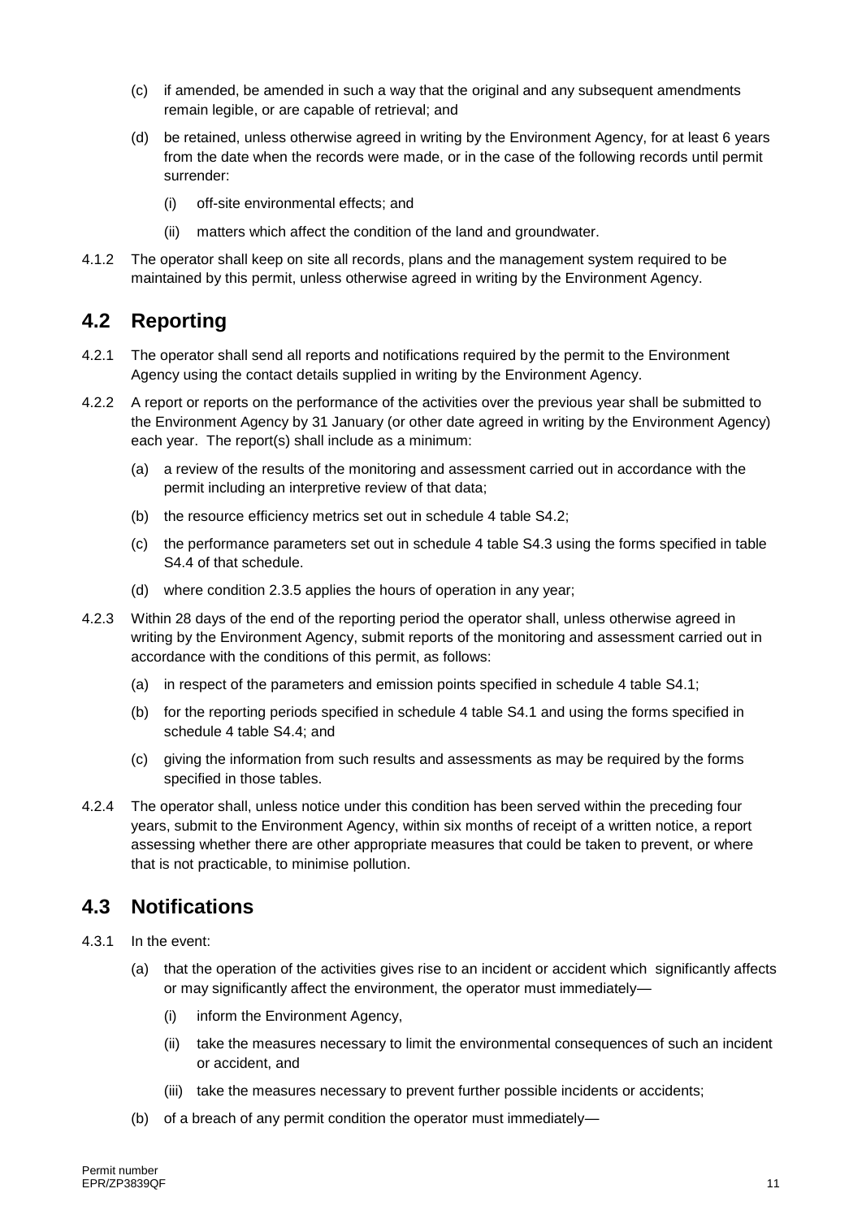(c) if amended, be amended in such a way that the original and any subsequent amendments remain legible, or are capable of retrieval; and

(d) be retained, unless otherwise agreed in writing by the Environment Agency, for at least 6 years from the date when the records were made, or in the case of the following records until permit surrender:

(i) off-site environmental effects; and

(ii) matters which affect the condition of the land and groundwater.

4.1.2 The operator shall keep on site all records, plans and the management system required to be maintained by this permit, unless otherwise agreed in writing by the Environment Agency.

## 4.2 Reporting

4.2.1 The operator shall send all reports and notifications required by the permit to the Environment Agency using the contact details supplied in writing by the Environment Agency.

4.2.2 A report or reports on the performance of the activities over the previous year shall be submitted to the Environment Agency by 31 January (or other date agreed in writing by the Environment Agency) each year. The report(s) shall include as a minimum:

(a) a review of the results of the monitoring and assessment carried out in accordance with the permit including an interpretive review of that data;

(b) the resource efficiency metrics set out in schedule 4 table S4.2;

(c) the performance parameters set out in schedule 4 table S4.3 using the forms specified in table S4.4 of that schedule.

(d) where condition 2.3.5 applies the hours of operation in any year;

4.2.3 Within 28 days of the end of the reporting period the operator shall, unless otherwise agreed in writing by the Environment Agency, submit reports of the monitoring and assessment carried out in accordance with the conditions of this permit, as follows:

(a) in respect of the parameters and emission points specified in schedule 4 table S4.1;

(b) for the reporting periods specified in schedule 4 table S4.1 and using the forms specified in schedule 4 table S4.4; and

(c) giving the information from such results and assessments as may be required by the forms specified in those tables.

4.2.4 The operator shall, unless notice under this condition has been served within the preceding four years, submit to the Environment Agency, within six months of receipt of a written notice, a report assessing whether there are other appropriate measures that could be taken to prevent, or where that is not practicable, to minimise pollution.

## 4.3 Notifications

4.3.1 In the event:

(a) that the operation of the activities gives rise to an incident or accident which significantly affects or may significantly affect the environment, the operator must immediately—

(i) inform the Environment Agency,

(ii) take the measures necessary to limit the environmental consequences of such an incident or accident, and

(iii) take the measures necessary to prevent further possible incidents or accidents;

(b) of a breach of any permit condition the operator must immediately—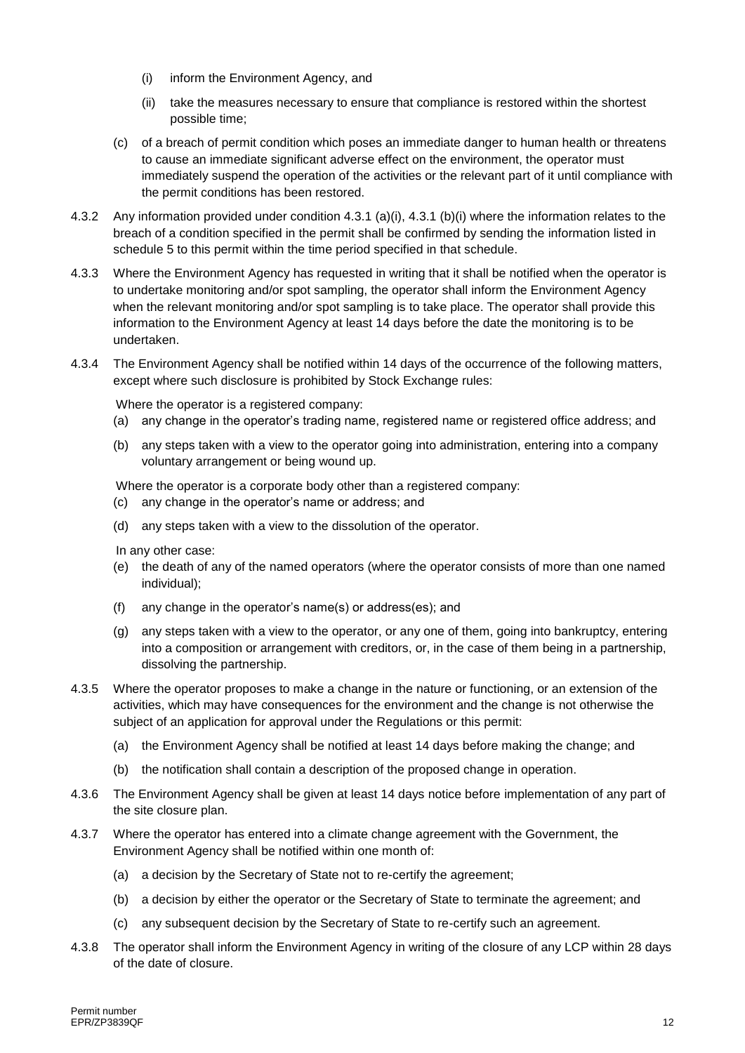(i) inform the Environment Agency, and

(ii) take the measures necessary to ensure that compliance is restored within the shortest possible time;

(c) of a breach of permit condition which poses an immediate danger to human health or threatens to cause an immediate significant adverse effect on the environment, the operator must immediately suspend the operation of the activities or the relevant part of it until compliance with the permit conditions has been restored.

4.3.2 Any information provided under condition 4.3.1 (a)(i), 4.3.1 (b)(i) where the information relates to the breach of a condition specified in the permit shall be confirmed by sending the information listed in schedule 5 to this permit within the time period specified in that schedule.

4.3.3 Where the Environment Agency has requested in writing that it shall be notified when the operator is to undertake monitoring and/or spot sampling, the operator shall inform the Environment Agency when the relevant monitoring and/or spot sampling is to take place. The operator shall provide this information to the Environment Agency at least 14 days before the date the monitoring is to be undertaken.

4.3.4 The Environment Agency shall be notified within 14 days of the occurrence of the following matters, except where such disclosure is prohibited by Stock Exchange rules:

Where the operator is a registered company:

(a) any change in the operator's trading name, registered name or registered office address; and

(b) any steps taken with a view to the operator going into administration, entering into a company voluntary arrangement or being wound up.

Where the operator is a corporate body other than a registered company:

(c) any change in the operator's name or address; and

(d) any steps taken with a view to the dissolution of the operator.

In any other case:

(e) the death of any of the named operators (where the operator consists of more than one named individual);

(f) any change in the operator's name(s) or address(es); and

(g) any steps taken with a view to the operator, or any one of them, going into bankruptcy, entering into a composition or arrangement with creditors, or, in the case of them being in a partnership, dissolving the partnership.

4.3.5 Where the operator proposes to make a change in the nature or functioning, or an extension of the activities, which may have consequences for the environment and the change is not otherwise the subject of an application for approval under the Regulations or this permit:

(a) the Environment Agency shall be notified at least 14 days before making the change; and

(b) the notification shall contain a description of the proposed change in operation.

4.3.6 The Environment Agency shall be given at least 14 days notice before implementation of any part of the site closure plan.

4.3.7 Where the operator has entered into a climate change agreement with the Government, the Environment Agency shall be notified within one month of:

(a) a decision by the Secretary of State not to re-certify the agreement;

(b) a decision by either the operator or the Secretary of State to terminate the agreement; and

(c) any subsequent decision by the Secretary of State to re-certify such an agreement.

4.3.8 The operator shall inform the Environment Agency in writing of the closure of any LCP within 28 days of the date of closure.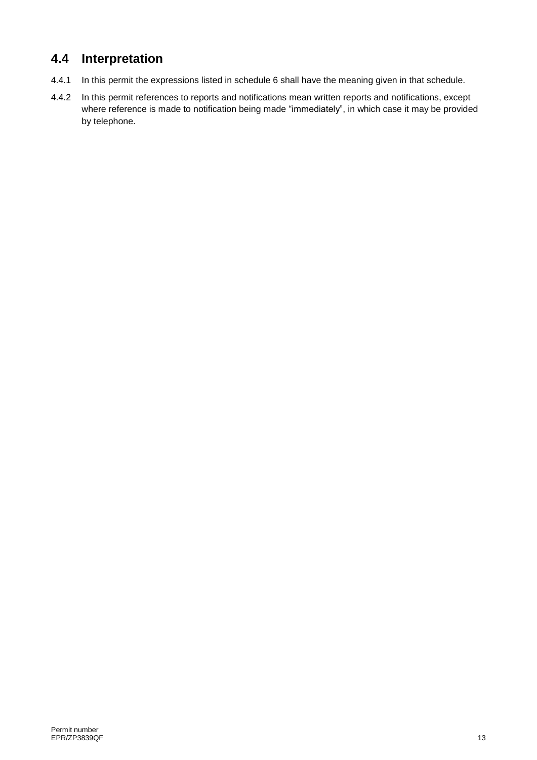## 4.4 Interpretation

4.4.1 In this permit the expressions listed in schedule 6 shall have the meaning given in that schedule.

4.4.2 In this permit references to reports and notifications mean written reports and notifications, except where reference is made to notification being made "immediately", in which case it may be provided by telephone.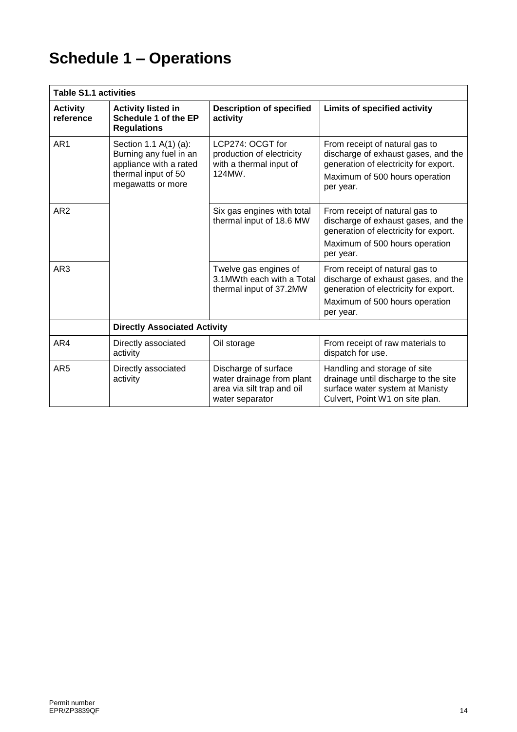# Schedule 1 – Operations

| Table S1.1 activities | | | |
|---|---|---|---|
| **Activity reference** | **Activity listed in Schedule 1 of the EP Regulations** | **Description of specified activity** | **Limits of specified activity** |
| AR1 | Section 1.1 A(1) (a): Burning any fuel in an appliance with a rated thermal input of 50 megawatts or more | LCP274: OCGT for production of electricity with a thermal input of 124MW. | From receipt of natural gas to discharge of exhaust gases, and the generation of electricity for export.<br>Maximum of 500 hours operation per year. |
| AR2 | | Six gas engines with total thermal input of 18.6 MW | From receipt of natural gas to discharge of exhaust gases, and the generation of electricity for export.<br>Maximum of 500 hours operation per year. |
| AR3 | | Twelve gas engines of 3.1MWth each with a Total thermal input of 37.2MW | From receipt of natural gas to discharge of exhaust gases, and the generation of electricity for export.<br>Maximum of 500 hours operation per year. |
| | **Directly Associated Activity** | | |
| AR4 | Directly associated activity | Oil storage | From receipt of raw materials to dispatch for use. |
| AR5 | Directly associated activity | Discharge of surface water drainage from plant area via silt trap and oil water separator | Handling and storage of site drainage until discharge to the site surface water system at Manisty Culvert, Point W1 on site plan. |

Permit number
EPR/ZP3839QF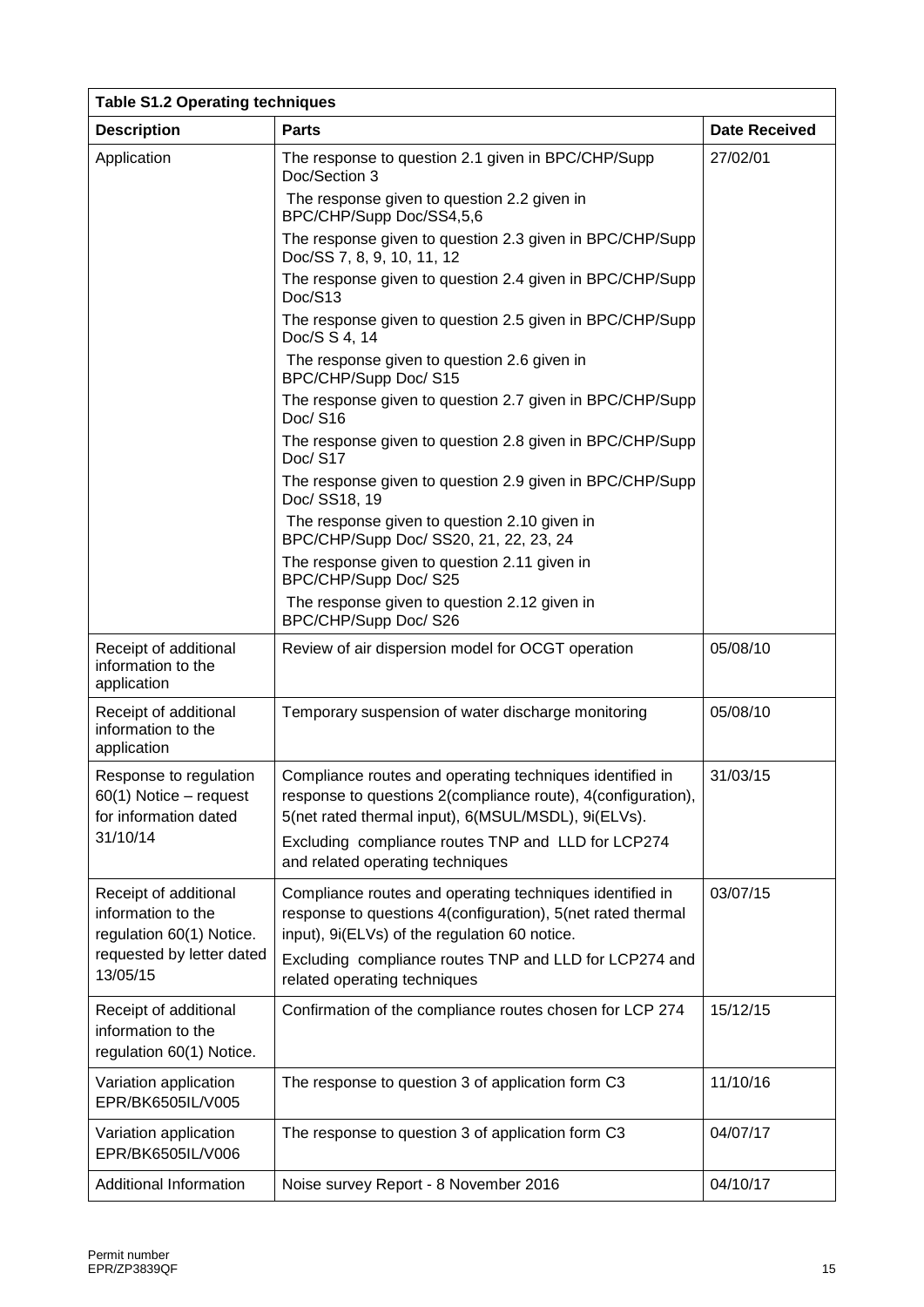| Table S1.2 Operating techniques | | |
|---|---|---|
| **Description** | **Parts** | **Date Received** |
| Application | The response to question 2.1 given in BPC/CHP/Supp Doc/Section 3<br>The response given to question 2.2 given in BPC/CHP/Supp Doc/SS4,5,6<br>The response given to question 2.3 given in BPC/CHP/Supp Doc/SS 7, 8, 9, 10, 11, 12<br>The response given to question 2.4 given in BPC/CHP/Supp Doc/S13<br>The response given to question 2.5 given in BPC/CHP/Supp Doc/S S 4, 14<br>The response given to question 2.6 given in BPC/CHP/Supp Doc/ S15<br>The response given to question 2.7 given in BPC/CHP/Supp Doc/ S16<br>The response given to question 2.8 given in BPC/CHP/Supp Doc/ S17<br>The response given to question 2.9 given in BPC/CHP/Supp Doc/ SS18, 19<br>The response given to question 2.10 given in BPC/CHP/Supp Doc/ SS20, 21, 22, 23, 24<br>The response given to question 2.11 given in BPC/CHP/Supp Doc/ S25<br>The response given to question 2.12 given in BPC/CHP/Supp Doc/ S26 | 27/02/01 |
| Receipt of additional information to the application | Review of air dispersion model for OCGT operation | 05/08/10 |
| Receipt of additional information to the application | Temporary suspension of water discharge monitoring | 05/08/10 |
| Response to regulation 60(1) Notice – request for information dated 31/10/14 | Compliance routes and operating techniques identified in response to questions 2(compliance route), 4(configuration), 5(net rated thermal input), 6(MSUL/MSDL), 9i(ELVs).<br>Excluding compliance routes TNP and LLD for LCP274 and related operating techniques | 31/03/15 |
| Receipt of additional information to the regulation 60(1) Notice. requested by letter dated 13/05/15 | Compliance routes and operating techniques identified in response to questions 4(configuration), 5(net rated thermal input), 9i(ELVs) of the regulation 60 notice.<br>Excluding compliance routes TNP and LLD for LCP274 and related operating techniques | 03/07/15 |
| Receipt of additional information to the regulation 60(1) Notice. | Confirmation of the compliance routes chosen for LCP 274 | 15/12/15 |
| Variation application EPR/BK6505IL/V005 | The response to question 3 of application form C3 | 11/10/16 |
| Variation application EPR/BK6505IL/V006 | The response to question 3 of application form C3 | 04/07/17 |
| Additional Information | Noise survey Report - 8 November 2016 | 04/10/17 |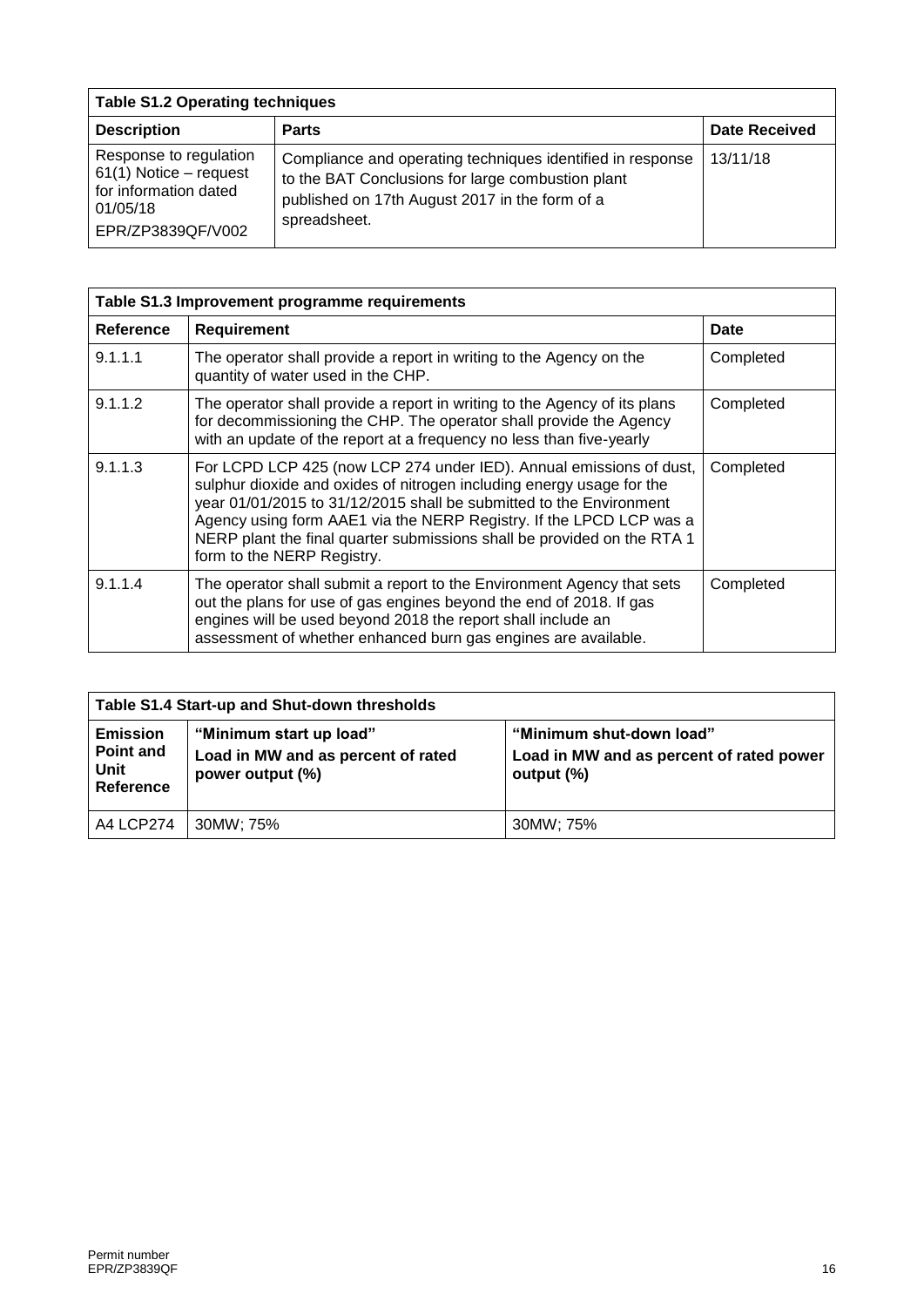| Table S1.2 Operating techniques | | |
|---|---|---|
| **Description** | **Parts** | **Date Received** |
| Response to regulation 61(1) Notice – request for information dated 01/05/18 EPR/ZP3839QF/V002 | Compliance and operating techniques identified in response to the BAT Conclusions for large combustion plant published on 17th August 2017 in the form of a spreadsheet. | 13/11/18 |

| Table S1.3 Improvement programme requirements | | |
|---|---|---|
| **Reference** | **Requirement** | **Date** |
| 9.1.1.1 | The operator shall provide a report in writing to the Agency on the quantity of water used in the CHP. | Completed |
| 9.1.1.2 | The operator shall provide a report in writing to the Agency of its plans for decommissioning the CHP. The operator shall provide the Agency with an update of the report at a frequency no less than five-yearly | Completed |
| 9.1.1.3 | For LCPD LCP 425 (now LCP 274 under IED). Annual emissions of dust, sulphur dioxide and oxides of nitrogen including energy usage for the year 01/01/2015 to 31/12/2015 shall be submitted to the Environment Agency using form AAE1 via the NERP Registry. If the LPCD LCP was a NERP plant the final quarter submissions shall be provided on the RTA 1 form to the NERP Registry. | Completed |
| 9.1.1.4 | The operator shall submit a report to the Environment Agency that sets out the plans for use of gas engines beyond the end of 2018. If gas engines will be used beyond 2018 the report shall include an assessment of whether enhanced burn gas engines are available. | Completed |

| Table S1.4 Start-up and Shut-down thresholds | | |
|---|---|---|
| **Emission Point and Unit Reference** | **"Minimum start up load" Load in MW and as percent of rated power output (%)** | **"Minimum shut-down load" Load in MW and as percent of rated power output (%)** |
| A4 LCP274 | 30MW; 75% | 30MW; 75% |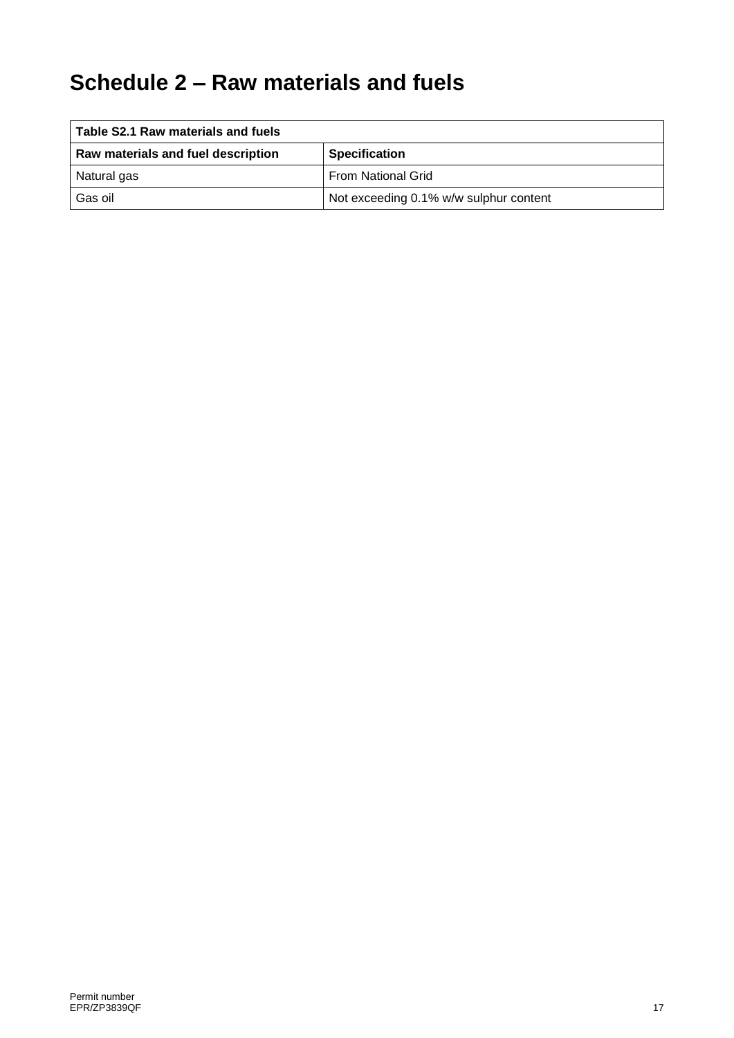# Schedule 2 – Raw materials and fuels

| Table S2.1 Raw materials and fuels | |
|---|---|
| **Raw materials and fuel description** | **Specification** |
| Natural gas | From National Grid |
| Gas oil | Not exceeding 0.1% w/w sulphur content |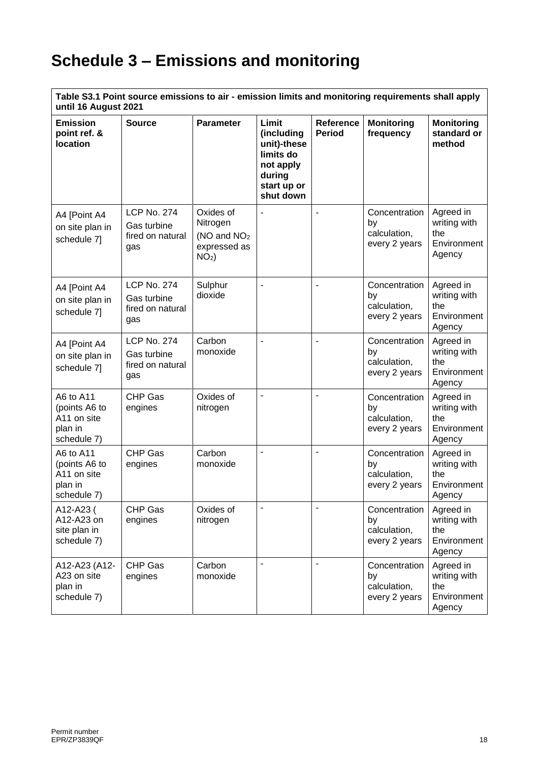# Schedule 3 – Emissions and monitoring

| Table S3.1 Point source emissions to air - emission limits and monitoring requirements shall apply until 16 August 2021 | | | | | | |
|---|---|---|---|---|---|---|
| **Emission point ref. & location** | **Source** | **Parameter** | **Limit (including unit)-these limits do not apply during start up or shut down** | **Reference Period** | **Monitoring frequency** | **Monitoring standard or method** |
| A4 [Point A4 on site plan in schedule 7] | LCP No. 274 Gas turbine fired on natural gas | Oxides of Nitrogen (NO and $NO_2$ expressed as $NO_2$) | - | - | Concentration by calculation, every 2 years | Agreed in writing with the Environment Agency |
| A4 [Point A4 on site plan in schedule 7] | LCP No. 274 Gas turbine fired on natural gas | Sulphur dioxide | - | - | Concentration by calculation, every 2 years | Agreed in writing with the Environment Agency |
| A4 [Point A4 on site plan in schedule 7] | LCP No. 274 Gas turbine fired on natural gas | Carbon monoxide | - | - | Concentration by calculation, every 2 years | Agreed in writing with the Environment Agency |
| A6 to A11 (points A6 to A11 on site plan in schedule 7) | CHP Gas engines | Oxides of nitrogen | - | - | Concentration by calculation, every 2 years | Agreed in writing with the Environment Agency |
| A6 to A11 (points A6 to A11 on site plan in schedule 7) | CHP Gas engines | Carbon monoxide | - | - | Concentration by calculation, every 2 years | Agreed in writing with the Environment Agency |
| A12-A23 ( A12-A23 on site plan in schedule 7) | CHP Gas engines | Oxides of nitrogen | - | - | Concentration by calculation, every 2 years | Agreed in writing with the Environment Agency |
| A12-A23 (A12-A23 on site plan in schedule 7) | CHP Gas engines | Carbon monoxide | - | - | Concentration by calculation, every 2 years | Agreed in writing with the Environment Agency |

Permit number
EPR/ZP3839QF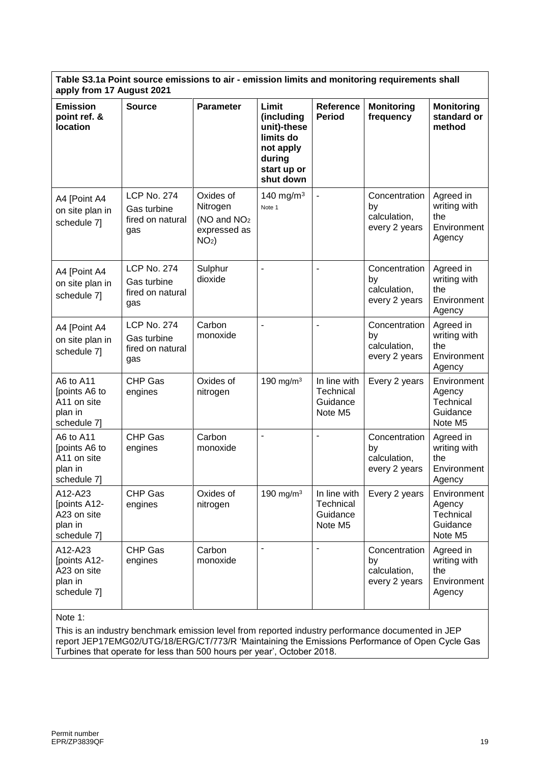**Table S3.1a Point source emissions to air - emission limits and monitoring requirements shall apply from 17 August 2021**

| Emission point ref. & location | Source | Parameter | Limit (including unit)-these limits do not apply during start up or shut down | Reference Period | Monitoring frequency | Monitoring standard or method |
|---|---|---|---|---|---|---|
| A4 [Point A4 on site plan in schedule 7] | LCP No. 274 Gas turbine fired on natural gas | Oxides of Nitrogen (NO and $NO_2$ expressed as $NO_2$) | 140 mg/m³ Note 1 | - | Concentration by calculation, every 2 years | Agreed in writing with the Environment Agency |
| A4 [Point A4 on site plan in schedule 7] | LCP No. 274 Gas turbine fired on natural gas | Sulphur dioxide | - | - | Concentration by calculation, every 2 years | Agreed in writing with the Environment Agency |
| A4 [Point A4 on site plan in schedule 7] | LCP No. 274 Gas turbine fired on natural gas | Carbon monoxide | - | - | Concentration by calculation, every 2 years | Agreed in writing with the Environment Agency |
| A6 to A11 [points A6 to A11 on site plan in schedule 7] | CHP Gas engines | Oxides of nitrogen | 190 mg/m³ | In line with Technical Guidance Note M5 | Every 2 years | Environment Agency Technical Guidance Note M5 |
| A6 to A11 [points A6 to A11 on site plan in schedule 7] | CHP Gas engines | Carbon monoxide | - | - | Concentration by calculation, every 2 years | Agreed in writing with the Environment Agency |
| A12-A23 [points A12-A23 on site plan in schedule 7] | CHP Gas engines | Oxides of nitrogen | 190 mg/m³ | In line with Technical Guidance Note M5 | Every 2 years | Environment Agency Technical Guidance Note M5 |
| A12-A23 [points A12-A23 on site plan in schedule 7] | CHP Gas engines | Carbon monoxide | - | - | Concentration by calculation, every 2 years | Agreed in writing with the Environment Agency |

Note 1:

This is an industry benchmark emission level from reported industry performance documented in JEP report JEP17EMG02/UTG/18/ERG/CT/773/R 'Maintaining the Emissions Performance of Open Cycle Gas Turbines that operate for less than 500 hours per year', October 2018.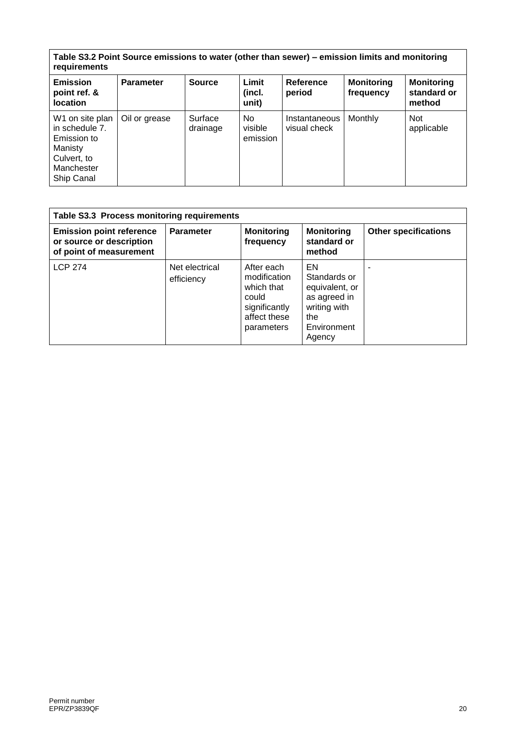| Table S3.2 Point Source emissions to water (other than sewer) – emission limits and monitoring requirements | | | | | | |
|---|---|---|---|---|---|---|
| **Emission point ref. & location** | **Parameter** | **Source** | **Limit (incl. unit)** | **Reference period** | **Monitoring frequency** | **Monitoring standard or method** |
| W1 on site plan in schedule 7. Emission to Manisty Culvert, to Manchester Ship Canal | Oil or grease | Surface drainage | No visible emission | Instantaneous visual check | Monthly | Not applicable |

| Table S3.3 Process monitoring requirements | | | | |
|---|---|---|---|---|
| **Emission point reference or source or description of point of measurement** | **Parameter** | **Monitoring frequency** | **Monitoring standard or method** | **Other specifications** |
| LCP 274 | Net electrical efficiency | After each modification which that could significantly affect these parameters | EN Standards or equivalent, or as agreed in writing with the Environment Agency | - |

Permit number
EPR/ZP3839QF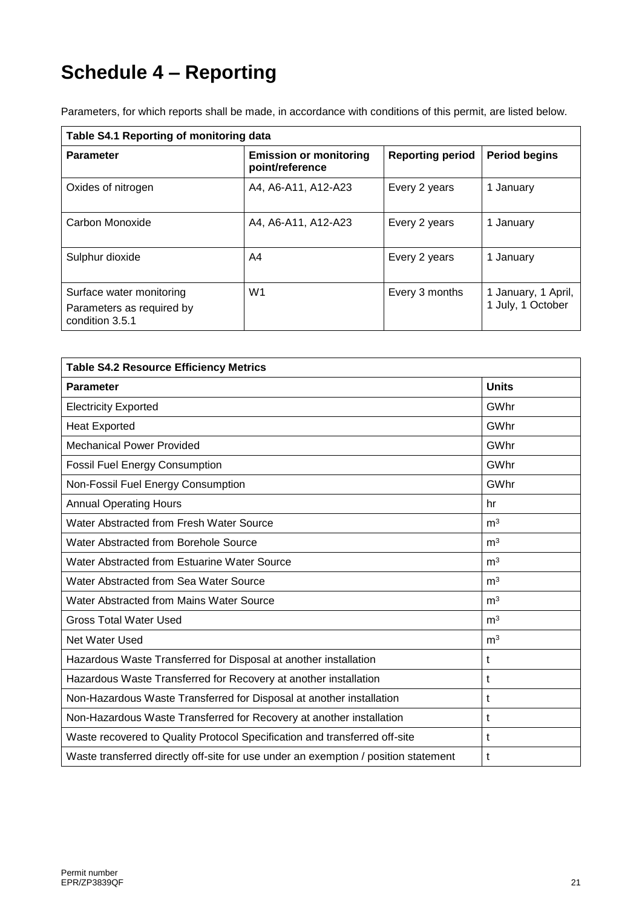# Schedule 4 – Reporting

Parameters, for which reports shall be made, in accordance with conditions of this permit, are listed below.

| Table S4.1 Reporting of monitoring data | | | |
|---|---|---|---|
| **Parameter** | **Emission or monitoring point/reference** | **Reporting period** | **Period begins** |
| Oxides of nitrogen | A4, A6-A11, A12-A23 | Every 2 years | 1 January |
| Carbon Monoxide | A4, A6-A11, A12-A23 | Every 2 years | 1 January |
| Sulphur dioxide | A4 | Every 2 years | 1 January |
| Surface water monitoring<br>Parameters as required by condition 3.5.1 | W1 | Every 3 months | 1 January, 1 April, 1 July, 1 October |

| Table S4.2 Resource Efficiency Metrics | |
|---|---|
| **Parameter** | **Units** |
| Electricity Exported | GWhr |
| Heat Exported | GWhr |
| Mechanical Power Provided | GWhr |
| Fossil Fuel Energy Consumption | GWhr |
| Non-Fossil Fuel Energy Consumption | GWhr |
| Annual Operating Hours | hr |
| Water Abstracted from Fresh Water Source | $m^3$ |
| Water Abstracted from Borehole Source | $m^3$ |
| Water Abstracted from Estuarine Water Source | $m^3$ |
| Water Abstracted from Sea Water Source | $m^3$ |
| Water Abstracted from Mains Water Source | $m^3$ |
| Gross Total Water Used | $m^3$ |
| Net Water Used | $m^3$ |
| Hazardous Waste Transferred for Disposal at another installation | t |
| Hazardous Waste Transferred for Recovery at another installation | t |
| Non-Hazardous Waste Transferred for Disposal at another installation | t |
| Non-Hazardous Waste Transferred for Recovery at another installation | t |
| Waste recovered to Quality Protocol Specification and transferred off-site | t |
| Waste transferred directly off-site for use under an exemption / position statement | t |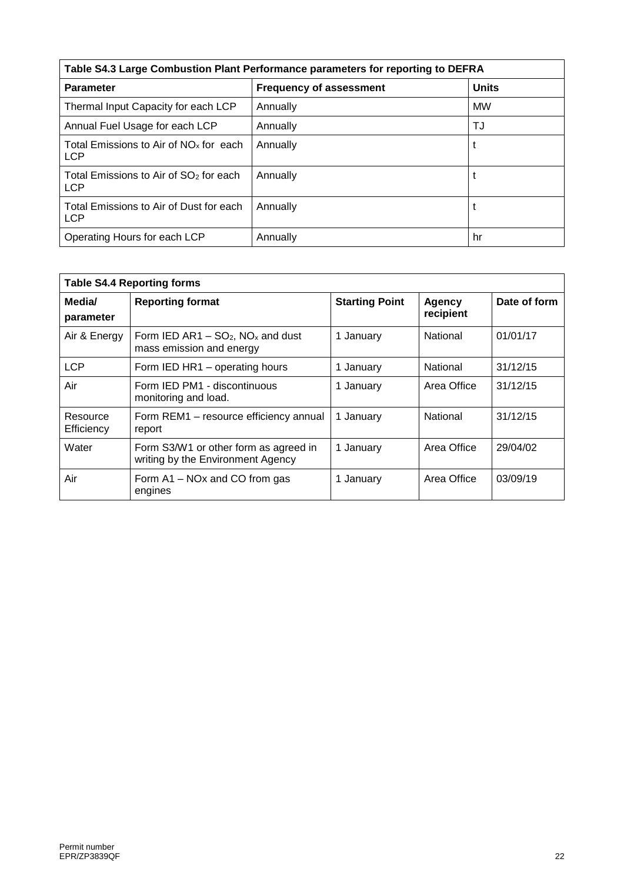| Table S4.3 Large Combustion Plant Performance parameters for reporting to DEFRA | | |
|---|---|---|
| **Parameter** | **Frequency of assessment** | **Units** |
| Thermal Input Capacity for each LCP | Annually | MW |
| Annual Fuel Usage for each LCP | Annually | TJ |
| Total Emissions to Air of $NO_x$ for each LCP | Annually | t |
| Total Emissions to Air of $SO_2$ for each LCP | Annually | t |
| Total Emissions to Air of Dust for each LCP | Annually | t |
| Operating Hours for each LCP | Annually | hr |

| Table S4.4 Reporting forms | | | | |
|---|---|---|---|---|
| **Media/ parameter** | **Reporting format** | **Starting Point** | **Agency recipient** | **Date of form** |
| Air & Energy | Form IED AR1 – $SO_2$, $NO_x$ and dust mass emission and energy | 1 January | National | 01/01/17 |
| LCP | Form IED HR1 – operating hours | 1 January | National | 31/12/15 |
| Air | Form IED PM1 - discontinuous monitoring and load. | 1 January | Area Office | 31/12/15 |
| Resource Efficiency | Form REM1 – resource efficiency annual report | 1 January | National | 31/12/15 |
| Water | Form S3/W1 or other form as agreed in writing by the Environment Agency | 1 January | Area Office | 29/04/02 |
| Air | Form A1 – NOx and CO from gas engines | 1 January | Area Office | 03/09/19 |

Permit number
EPR/ZP3839QF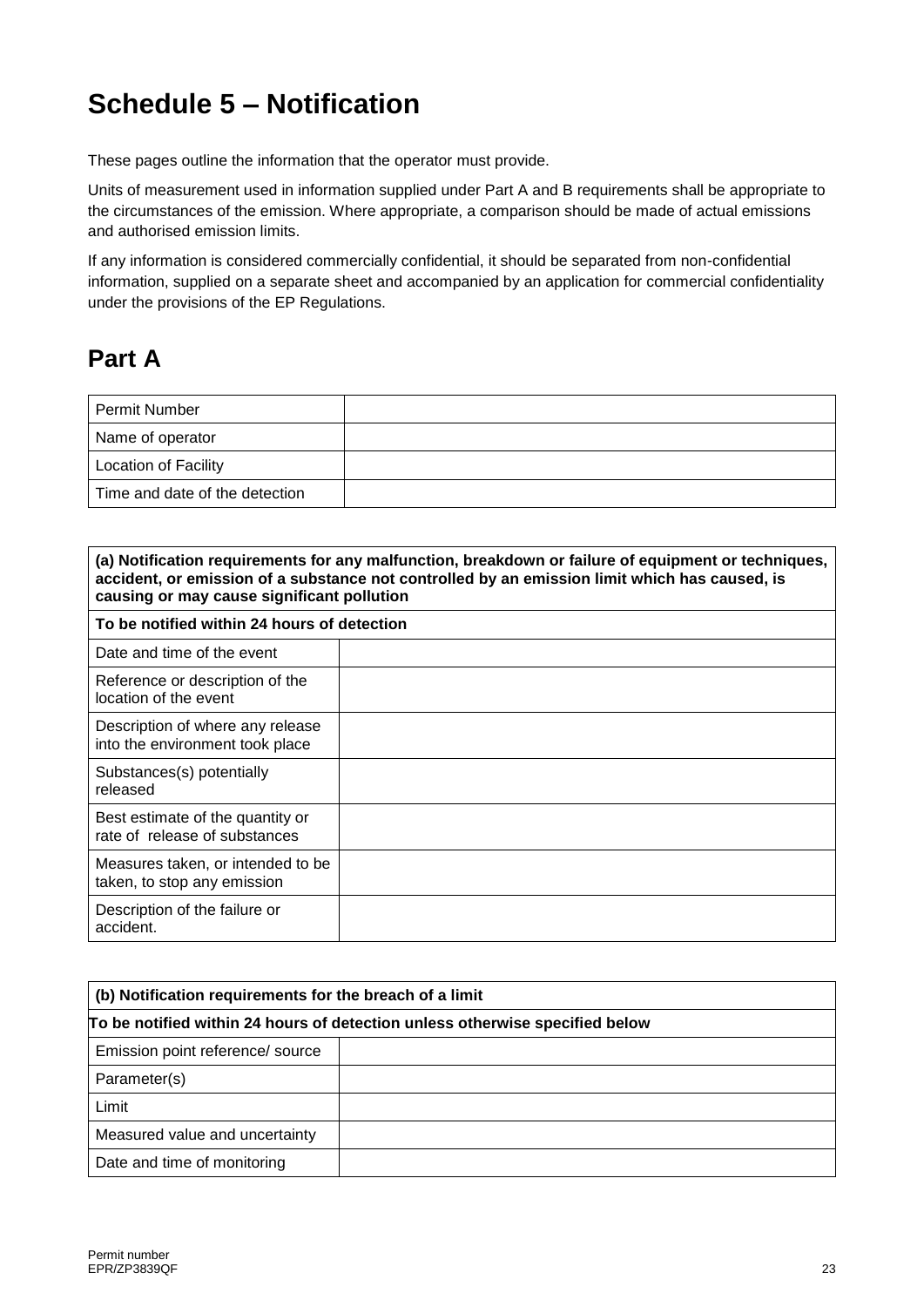# Schedule 5 – Notification

These pages outline the information that the operator must provide.

Units of measurement used in information supplied under Part A and B requirements shall be appropriate to the circumstances of the emission. Where appropriate, a comparison should be made of actual emissions and authorised emission limits.

If any information is considered commercially confidential, it should be separated from non-confidential information, supplied on a separate sheet and accompanied by an application for commercial confidentiality under the provisions of the EP Regulations.

## Part A

| Permit Number | |
|---|---|
| Name of operator | |
| Location of Facility | |
| Time and date of the detection | |

| **(a) Notification requirements for any malfunction, breakdown or failure of equipment or techniques, accident, or emission of a substance not controlled by an emission limit which has caused, is causing or may cause significant pollution** | |
|---|---|
| **To be notified within 24 hours of detection** | |
| Date and time of the event | |
| Reference or description of the location of the event | |
| Description of where any release into the environment took place | |
| Substances(s) potentially released | |
| Best estimate of the quantity or rate of release of substances | |
| Measures taken, or intended to be taken, to stop any emission | |
| Description of the failure or accident. | |

| **(b) Notification requirements for the breach of a limit** | |
|---|---|
| **To be notified within 24 hours of detection unless otherwise specified below** | |
| Emission point reference/ source | |
| Parameter(s) | |
| Limit | |
| Measured value and uncertainty | |
| Date and time of monitoring | |

Permit number
EPR/ZP3839QF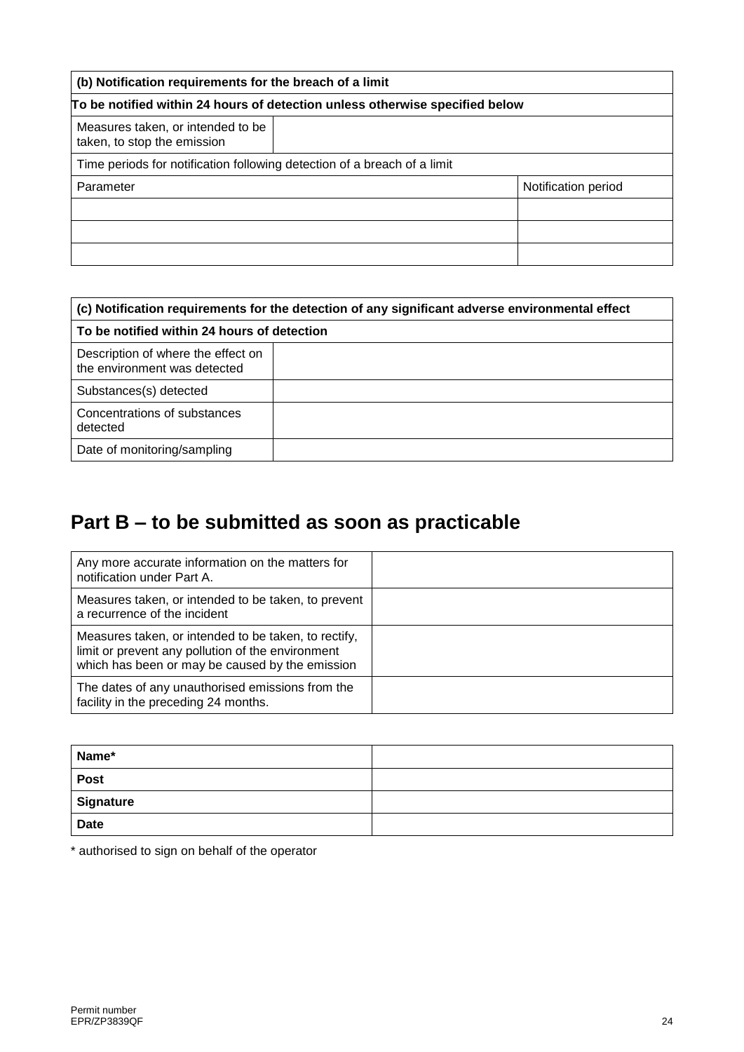| (b) Notification requirements for the breach of a limit | |
|---|---|
| **To be notified within 24 hours of detection unless otherwise specified below** | |
| Measures taken, or intended to be taken, to stop the emission | |
| Time periods for notification following detection of a breach of a limit | |
| Parameter | Notification period |
| | |
| | |
| | |

| (c) Notification requirements for the detection of any significant adverse environmental effect | |
|---|---|
| **To be notified within 24 hours of detection** | |
| Description of where the effect on the environment was detected | |
| Substances(s) detected | |
| Concentrations of substances detected | |
| Date of monitoring/sampling | |

# Part B – to be submitted as soon as practicable

| | |
|---|---|
| Any more accurate information on the matters for notification under Part A. | |
| Measures taken, or intended to be taken, to prevent a recurrence of the incident | |
| Measures taken, or intended to be taken, to rectify, limit or prevent any pollution of the environment which has been or may be caused by the emission | |
| The dates of any unauthorised emissions from the facility in the preceding 24 months. | |

| | |
|---|---|
| **Name*** | |
| **Post** | |
| **Signature** | |
| **Date** | |

* authorised to sign on behalf of the operator

Permit number
EPR/ZP3839QF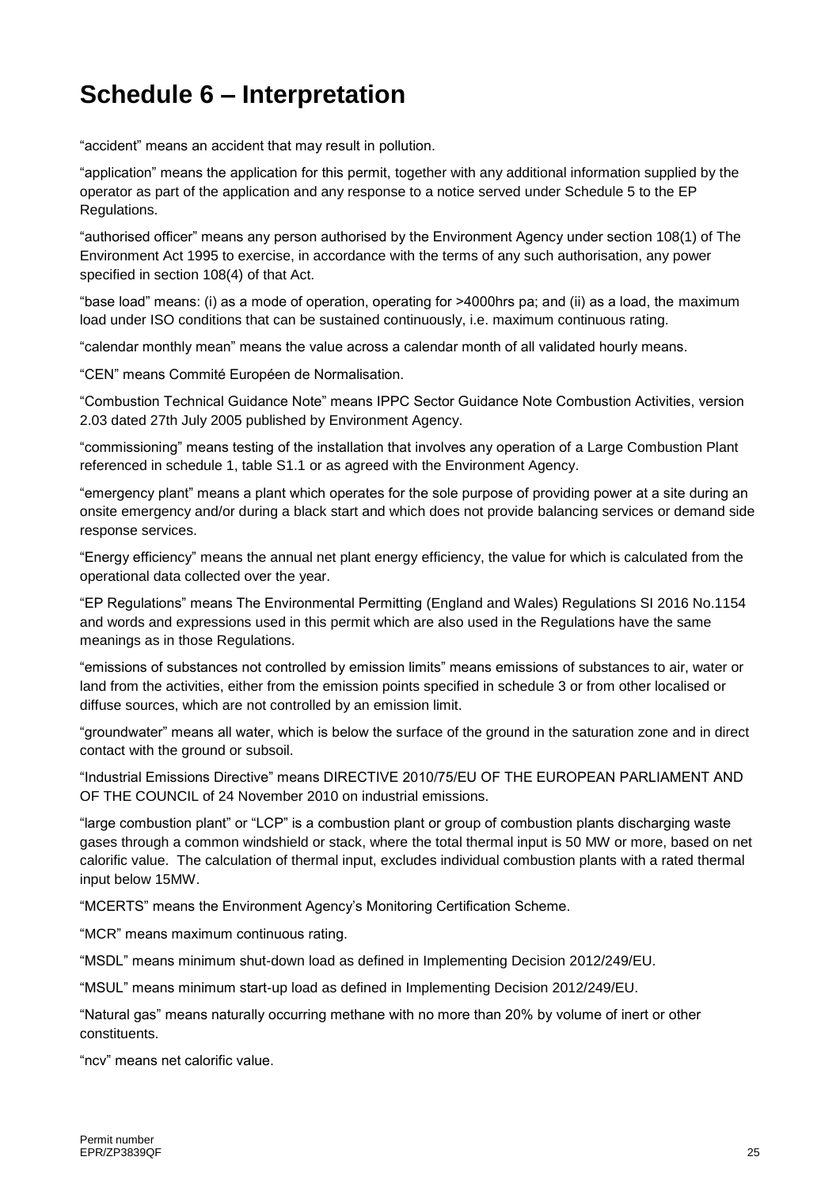# Schedule 6 – Interpretation

“accident” means an accident that may result in pollution.

“application” means the application for this permit, together with any additional information supplied by the operator as part of the application and any response to a notice served under Schedule 5 to the EP Regulations.

“authorised officer” means any person authorised by the Environment Agency under section 108(1) of The Environment Act 1995 to exercise, in accordance with the terms of any such authorisation, any power specified in section 108(4) of that Act.

“base load” means: (i) as a mode of operation, operating for >4000hrs pa; and (ii) as a load, the maximum load under ISO conditions that can be sustained continuously, i.e. maximum continuous rating.

“calendar monthly mean” means the value across a calendar month of all validated hourly means.

“CEN” means Commité Européen de Normalisation.

“Combustion Technical Guidance Note” means IPPC Sector Guidance Note Combustion Activities, version 2.03 dated 27th July 2005 published by Environment Agency.

“commissioning” means testing of the installation that involves any operation of a Large Combustion Plant referenced in schedule 1, table S1.1 or as agreed with the Environment Agency.

“emergency plant” means a plant which operates for the sole purpose of providing power at a site during an onsite emergency and/or during a black start and which does not provide balancing services or demand side response services.

“Energy efficiency” means the annual net plant energy efficiency, the value for which is calculated from the operational data collected over the year.

“EP Regulations” means The Environmental Permitting (England and Wales) Regulations SI 2016 No.1154 and words and expressions used in this permit which are also used in the Regulations have the same meanings as in those Regulations.

“emissions of substances not controlled by emission limits” means emissions of substances to air, water or land from the activities, either from the emission points specified in schedule 3 or from other localised or diffuse sources, which are not controlled by an emission limit.

“groundwater” means all water, which is below the surface of the ground in the saturation zone and in direct contact with the ground or subsoil.

“Industrial Emissions Directive” means DIRECTIVE 2010/75/EU OF THE EUROPEAN PARLIAMENT AND OF THE COUNCIL of 24 November 2010 on industrial emissions.

“large combustion plant” or “LCP” is a combustion plant or group of combustion plants discharging waste gases through a common windshield or stack, where the total thermal input is 50 MW or more, based on net calorific value. The calculation of thermal input, excludes individual combustion plants with a rated thermal input below 15MW.

“MCERTS” means the Environment Agency’s Monitoring Certification Scheme.

“MCR” means maximum continuous rating.

“MSDL” means minimum shut-down load as defined in Implementing Decision 2012/249/EU.

“MSUL” means minimum start-up load as defined in Implementing Decision 2012/249/EU.

“Natural gas” means naturally occurring methane with no more than 20% by volume of inert or other constituents.

“ncv” means net calorific value.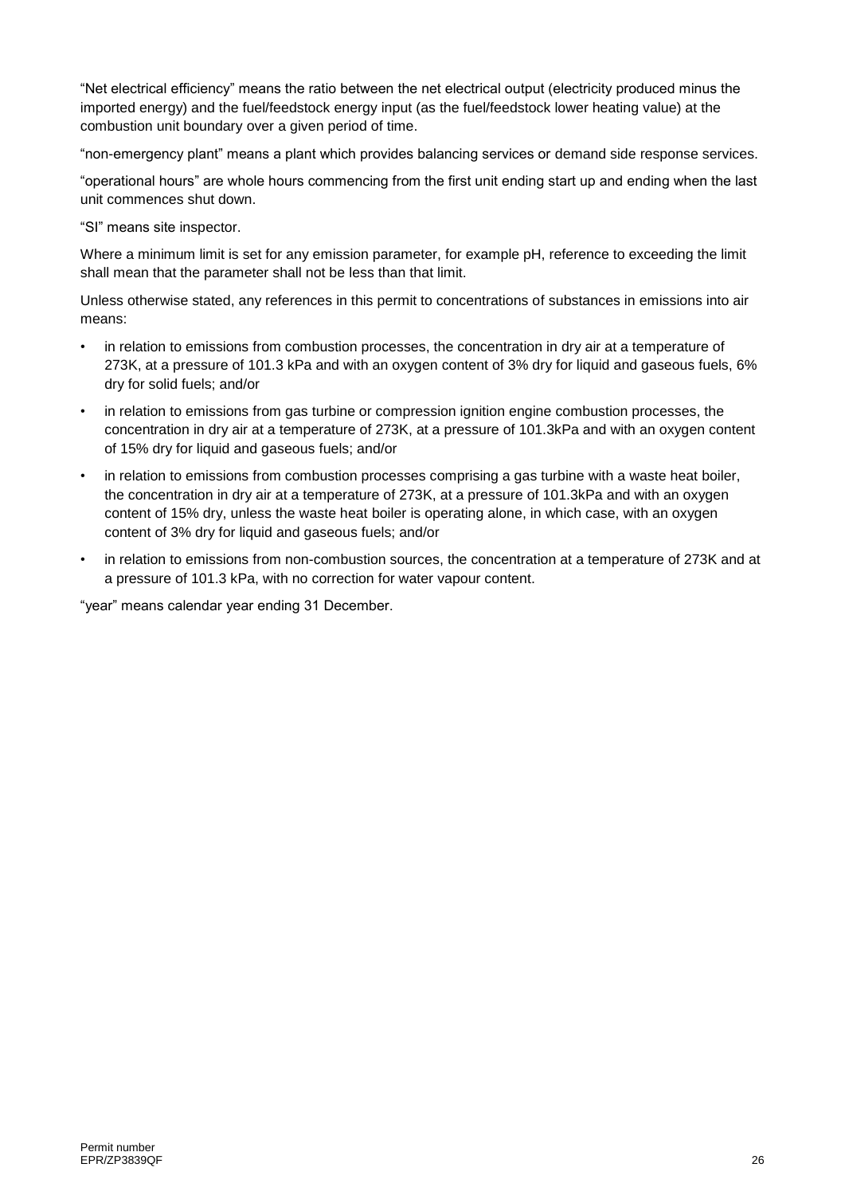"Net electrical efficiency" means the ratio between the net electrical output (electricity produced minus the imported energy) and the fuel/feedstock energy input (as the fuel/feedstock lower heating value) at the combustion unit boundary over a given period of time.

"non-emergency plant" means a plant which provides balancing services or demand side response services.

"operational hours" are whole hours commencing from the first unit ending start up and ending when the last unit commences shut down.

"SI" means site inspector.

Where a minimum limit is set for any emission parameter, for example pH, reference to exceeding the limit shall mean that the parameter shall not be less than that limit.

Unless otherwise stated, any references in this permit to concentrations of substances in emissions into air means:

- in relation to emissions from combustion processes, the concentration in dry air at a temperature of 273K, at a pressure of 101.3 kPa and with an oxygen content of 3% dry for liquid and gaseous fuels, 6% dry for solid fuels; and/or
- in relation to emissions from gas turbine or compression ignition engine combustion processes, the concentration in dry air at a temperature of 273K, at a pressure of 101.3kPa and with an oxygen content of 15% dry for liquid and gaseous fuels; and/or
- in relation to emissions from combustion processes comprising a gas turbine with a waste heat boiler, the concentration in dry air at a temperature of 273K, at a pressure of 101.3kPa and with an oxygen content of 15% dry, unless the waste heat boiler is operating alone, in which case, with an oxygen content of 3% dry for liquid and gaseous fuels; and/or
- in relation to emissions from non-combustion sources, the concentration at a temperature of 273K and at a pressure of 101.3 kPa, with no correction for water vapour content.

"year" means calendar year ending 31 December.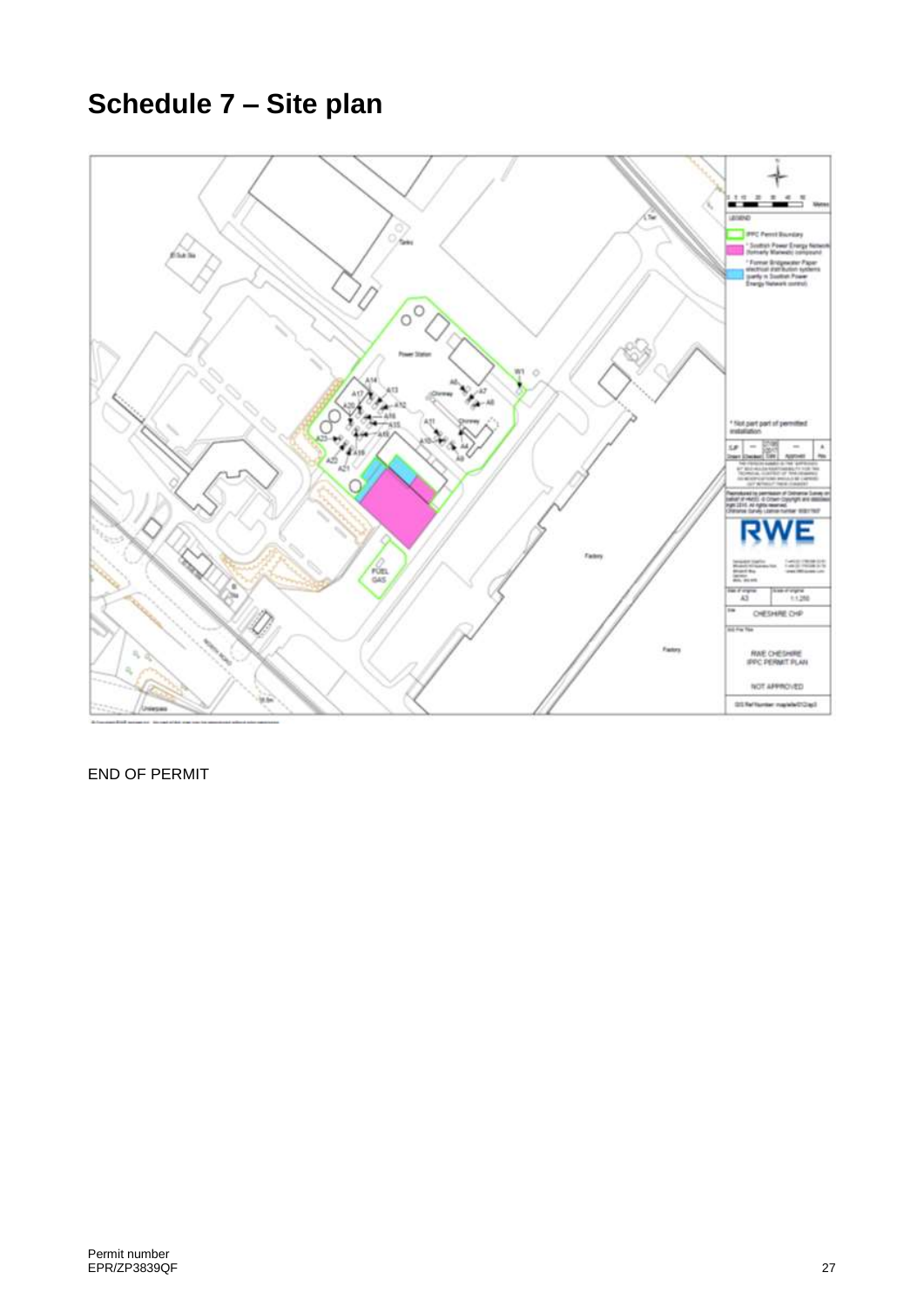# Schedule 7 – Site plan

LEGEND

IPPC Permit Boundary

* Scottish Power Energy Network (formerly Manweb) compound

* Former Bridgewater Paper electrical distribution systems (partly in Scottish Power Energy Network control)

* Not part part of permitted installation

RWE

CHESHIRE CHP

RWE CHESHIRE IPPC PERMIT PLAN

NOT APPROVED

Power Station

Chimney

FUEL GAS

Factory

A3

1:1,250

END OF PERMIT